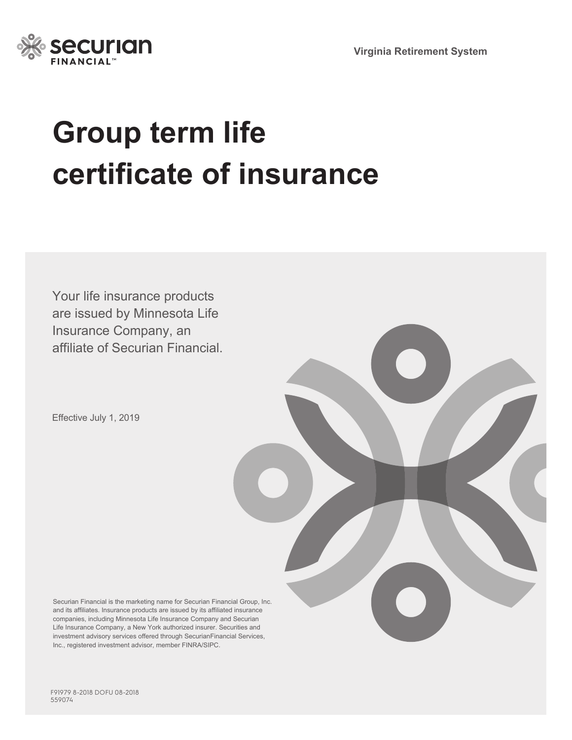Virginia Retirement System

# Group term life certificate of insurance

Your life insurance products are issued by Minnesota Life Insurance Company, an affiliate of Securian Financial.

Effective July 1, 2019

Securian Financial is the marketing name for Securian Financial Group, Inc. and its affiliates. Insurance products are issued by its affiliated insurance companies, including Minnesota Life Insurance Company and Securian Life Insurance Company, a New York authorized insurer. Securities and investment advisory services offered through SecurianFinancial Services, Inc., registered investment advisor, member FINRA/SIPC.

F91979 8-2018 DOFU 08-2018
559074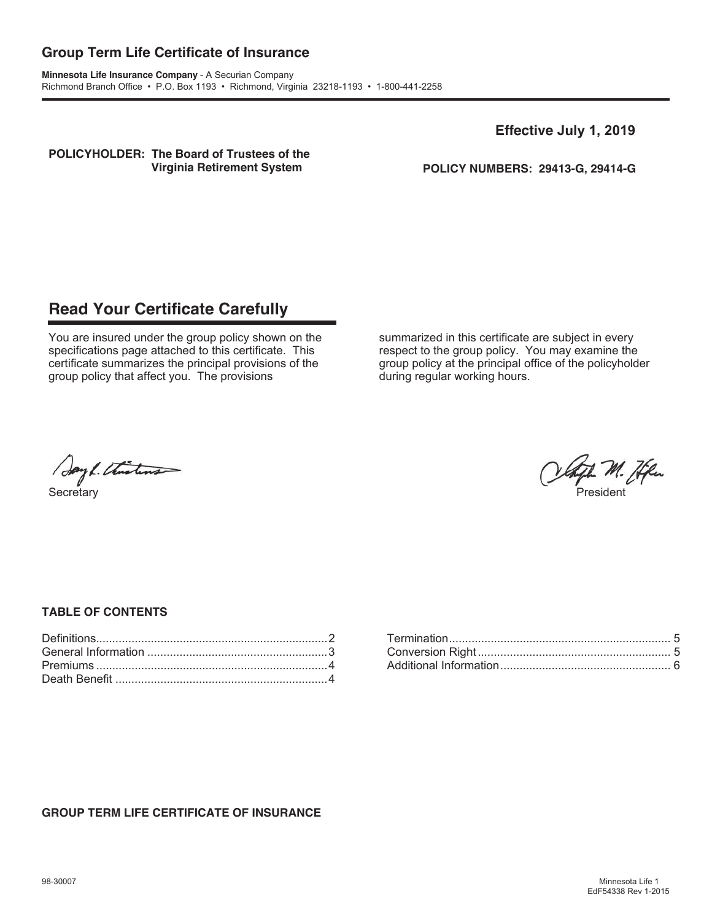# Group Term Life Certificate of Insurance

**Minnesota Life Insurance Company** - A Securian Company
Richmond Branch Office • P.O. Box 1193 • Richmond, Virginia 23218-1193 • 1-800-441-2258

**Effective July 1, 2019**

**POLICYHOLDER: The Board of Trustees of the Virginia Retirement System**

**POLICY NUMBERS: 29413-G, 29414-G**

## Read Your Certificate Carefully

You are insured under the group policy shown on the specifications page attached to this certificate. This certificate summarizes the principal provisions of the group policy that affect you. The provisions summarized in this certificate are subject in every respect to the group policy. You may examine the group policy at the principal office of the policyholder during regular working hours.

Secretary

President

**TABLE OF CONTENTS**

| | |
|---|---|
| Definitions | 2 |
| General Information | 3 |
| Premiums | 4 |
| Death Benefit | 4 |
| Termination | 5 |
| Conversion Right | 5 |
| Additional Information | 6 |

**GROUP TERM LIFE CERTIFICATE OF INSURANCE**

98-30007

EdF54338 Rev 1-2015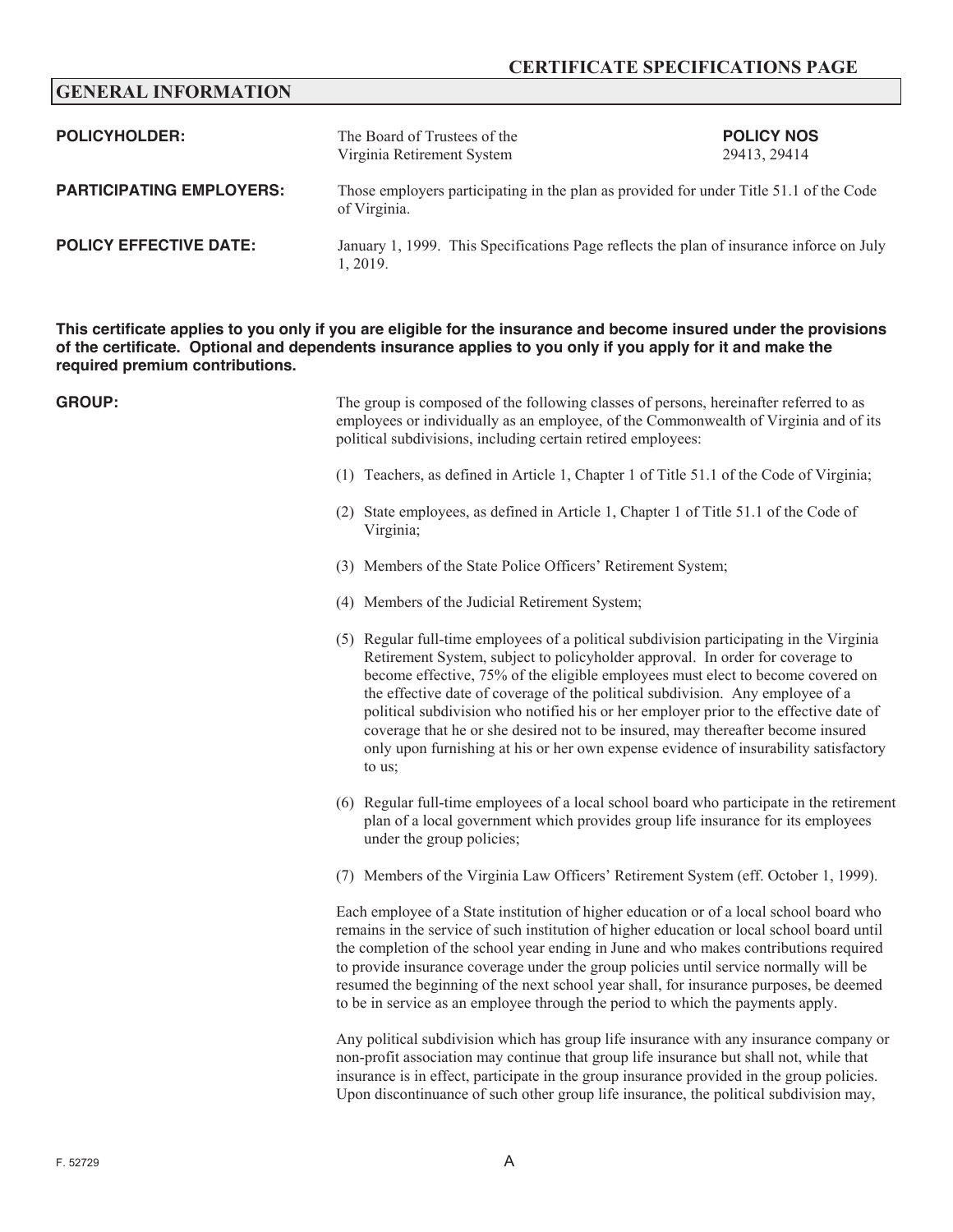**CERTIFICATE SPECIFICATIONS PAGE**

## GENERAL INFORMATION

**POLICYHOLDER:** The Board of Trustees of the Virginia Retirement System

**POLICY NOS** 29413, 29414

**PARTICIPATING EMPLOYERS:** Those employers participating in the plan as provided for under Title 51.1 of the Code of Virginia.

**POLICY EFFECTIVE DATE:** January 1, 1999. This Specifications Page reflects the plan of insurance inforce on July 1, 2019.

**This certificate applies to you only if you are eligible for the insurance and become insured under the provisions of the certificate. Optional and dependents insurance applies to you only if you apply for it and make the required premium contributions.**

**GROUP:** The group is composed of the following classes of persons, hereinafter referred to as employees or individually as an employee, of the Commonwealth of Virginia and of its political subdivisions, including certain retired employees:

(1) Teachers, as defined in Article 1, Chapter 1 of Title 51.1 of the Code of Virginia;

(2) State employees, as defined in Article 1, Chapter 1 of Title 51.1 of the Code of Virginia;

(3) Members of the State Police Officers' Retirement System;

(4) Members of the Judicial Retirement System;

(5) Regular full-time employees of a political subdivision participating in the Virginia Retirement System, subject to policyholder approval. In order for coverage to become effective, 75% of the eligible employees must elect to become covered on the effective date of coverage of the political subdivision. Any employee of a political subdivision who notified his or her employer prior to the effective date of coverage that he or she desired not to be insured, may thereafter become insured only upon furnishing at his or her own expense evidence of insurability satisfactory to us;

(6) Regular full-time employees of a local school board who participate in the retirement plan of a local government which provides group life insurance for its employees under the group policies;

(7) Members of the Virginia Law Officers' Retirement System (eff. October 1, 1999).

Each employee of a State institution of higher education or of a local school board who remains in the service of such institution of higher education or local school board until the completion of the school year ending in June and who makes contributions required to provide insurance coverage under the group policies until service normally will be resumed the beginning of the next school year shall, for insurance purposes, be deemed to be in service as an employee through the period to which the payments apply.

Any political subdivision which has group life insurance with any insurance company or non-profit association may continue that group life insurance but shall not, while that insurance is in effect, participate in the group insurance provided in the group policies. Upon discontinuance of such other group life insurance, the political subdivision may,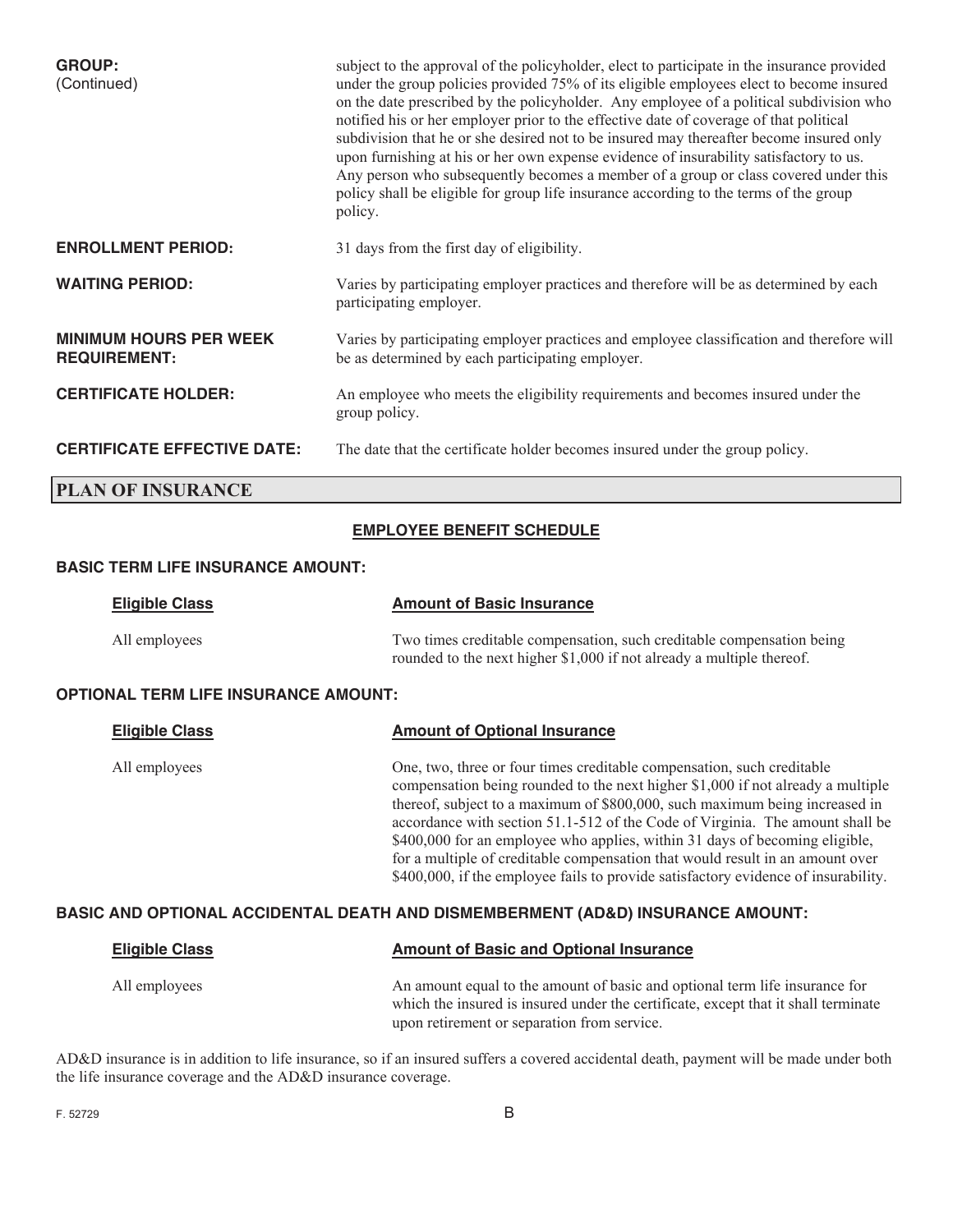**GROUP:** (Continued)

subject to the approval of the policyholder, elect to participate in the insurance provided under the group policies provided 75% of its eligible employees elect to become insured on the date prescribed by the policyholder. Any employee of a political subdivision who notified his or her employer prior to the effective date of coverage of that political subdivision that he or she desired not to be insured may thereafter become insured only upon furnishing at his or her own expense evidence of insurability satisfactory to us. Any person who subsequently becomes a member of a group or class covered under this policy shall be eligible for group life insurance according to the terms of the group policy.

**ENROLLMENT PERIOD:** 31 days from the first day of eligibility.

**WAITING PERIOD:** Varies by participating employer practices and therefore will be as determined by each participating employer.

**MINIMUM HOURS PER WEEK REQUIREMENT:** Varies by participating employer practices and employee classification and therefore will be as determined by each participating employer.

**CERTIFICATE HOLDER:** An employee who meets the eligibility requirements and becomes insured under the group policy.

**CERTIFICATE EFFECTIVE DATE:** The date that the certificate holder becomes insured under the group policy.

## PLAN OF INSURANCE

### EMPLOYEE BENEFIT SCHEDULE

**BASIC TERM LIFE INSURANCE AMOUNT:**

| Eligible Class | Amount of Basic Insurance |
|---|---|
| All employees | Two times creditable compensation, such creditable compensation being rounded to the next higher $1,000 if not already a multiple thereof. |

**OPTIONAL TERM LIFE INSURANCE AMOUNT:**

| Eligible Class | Amount of Optional Insurance |
|---|---|
| All employees | One, two, three or four times creditable compensation, such creditable compensation being rounded to the next higher $1,000 if not already a multiple thereof, subject to a maximum of $800,000, such maximum being increased in accordance with section 51.1-512 of the Code of Virginia. The amount shall be $400,000 for an employee who applies, within 31 days of becoming eligible, for a multiple of creditable compensation that would result in an amount over $400,000, if the employee fails to provide satisfactory evidence of insurability. |

**BASIC AND OPTIONAL ACCIDENTAL DEATH AND DISMEMBERMENT (AD&D) INSURANCE AMOUNT:**

| Eligible Class | Amount of Basic and Optional Insurance |
|---|---|
| All employees | An amount equal to the amount of basic and optional term life insurance for which the insured is insured under the certificate, except that it shall terminate upon retirement or separation from service. |

AD&D insurance is in addition to life insurance, so if an insured suffers a covered accidental death, payment will be made under both the life insurance coverage and the AD&D insurance coverage.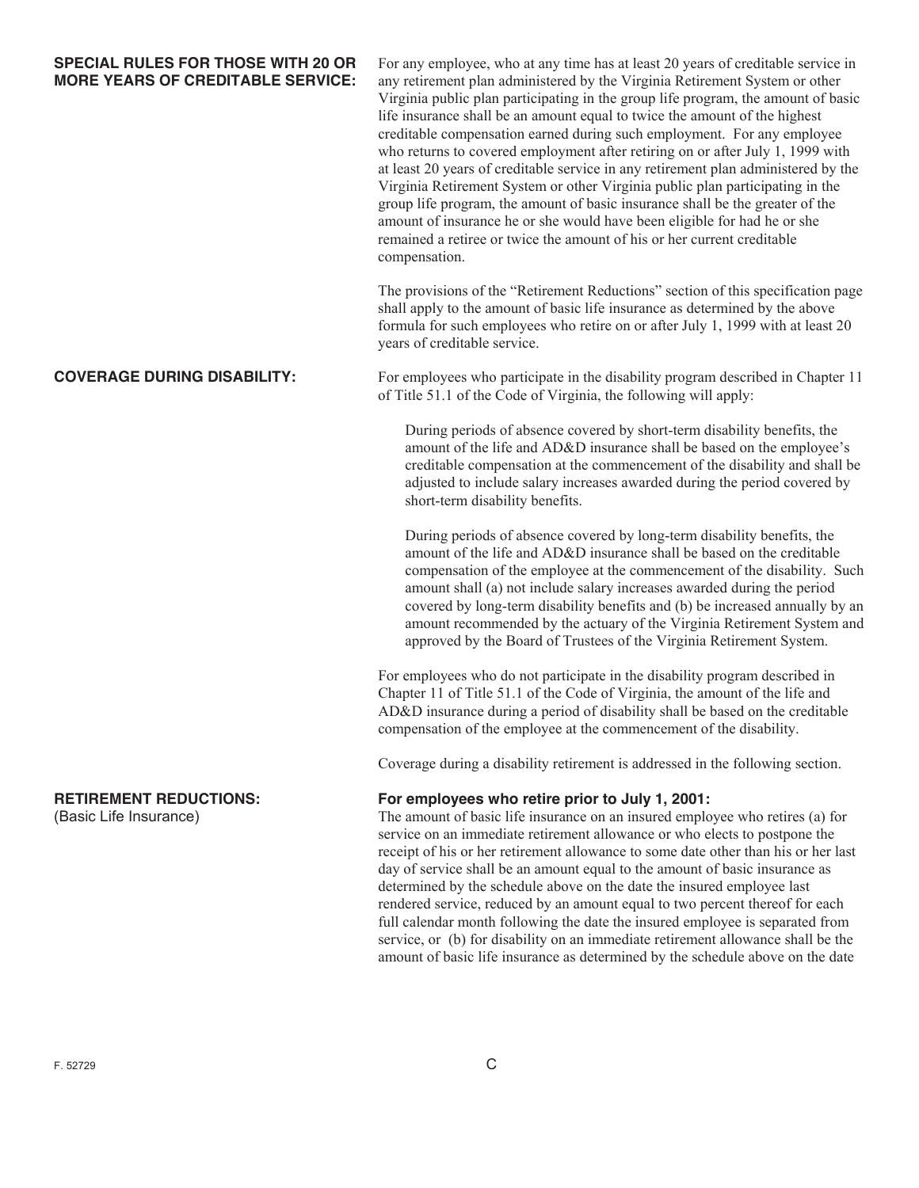**SPECIAL RULES FOR THOSE WITH 20 OR MORE YEARS OF CREDITABLE SERVICE:**

For any employee, who at any time has at least 20 years of creditable service in any retirement plan administered by the Virginia Retirement System or other Virginia public plan participating in the group life program, the amount of basic life insurance shall be an amount equal to twice the amount of the highest creditable compensation earned during such employment. For any employee who returns to covered employment after retiring on or after July 1, 1999 with at least 20 years of creditable service in any retirement plan administered by the Virginia Retirement System or other Virginia public plan participating in the group life program, the amount of basic insurance shall be the greater of the amount of insurance he or she would have been eligible for had he or she remained a retiree or twice the amount of his or her current creditable compensation.

The provisions of the "Retirement Reductions" section of this specification page shall apply to the amount of basic life insurance as determined by the above formula for such employees who retire on or after July 1, 1999 with at least 20 years of creditable service.

**COVERAGE DURING DISABILITY:**

For employees who participate in the disability program described in Chapter 11 of Title 51.1 of the Code of Virginia, the following will apply:

During periods of absence covered by short-term disability benefits, the amount of the life and AD&D insurance shall be based on the employee's creditable compensation at the commencement of the disability and shall be adjusted to include salary increases awarded during the period covered by short-term disability benefits.

During periods of absence covered by long-term disability benefits, the amount of the life and AD&D insurance shall be based on the creditable compensation of the employee at the commencement of the disability. Such amount shall (a) not include salary increases awarded during the period covered by long-term disability benefits and (b) be increased annually by an amount recommended by the actuary of the Virginia Retirement System and approved by the Board of Trustees of the Virginia Retirement System.

For employees who do not participate in the disability program described in Chapter 11 of Title 51.1 of the Code of Virginia, the amount of the life and AD&D insurance during a period of disability shall be based on the creditable compensation of the employee at the commencement of the disability.

Coverage during a disability retirement is addressed in the following section.

**RETIREMENT REDUCTIONS:**
(Basic Life Insurance)

**For employees who retire prior to July 1, 2001:**
The amount of basic life insurance on an insured employee who retires (a) for service on an immediate retirement allowance or who elects to postpone the receipt of his or her retirement allowance to some date other than his or her last day of service shall be an amount equal to the amount of basic insurance as determined by the schedule above on the date the insured employee last rendered service, reduced by an amount equal to two percent thereof for each full calendar month following the date the insured employee is separated from service, or (b) for disability on an immediate retirement allowance shall be the amount of basic life insurance as determined by the schedule above on the date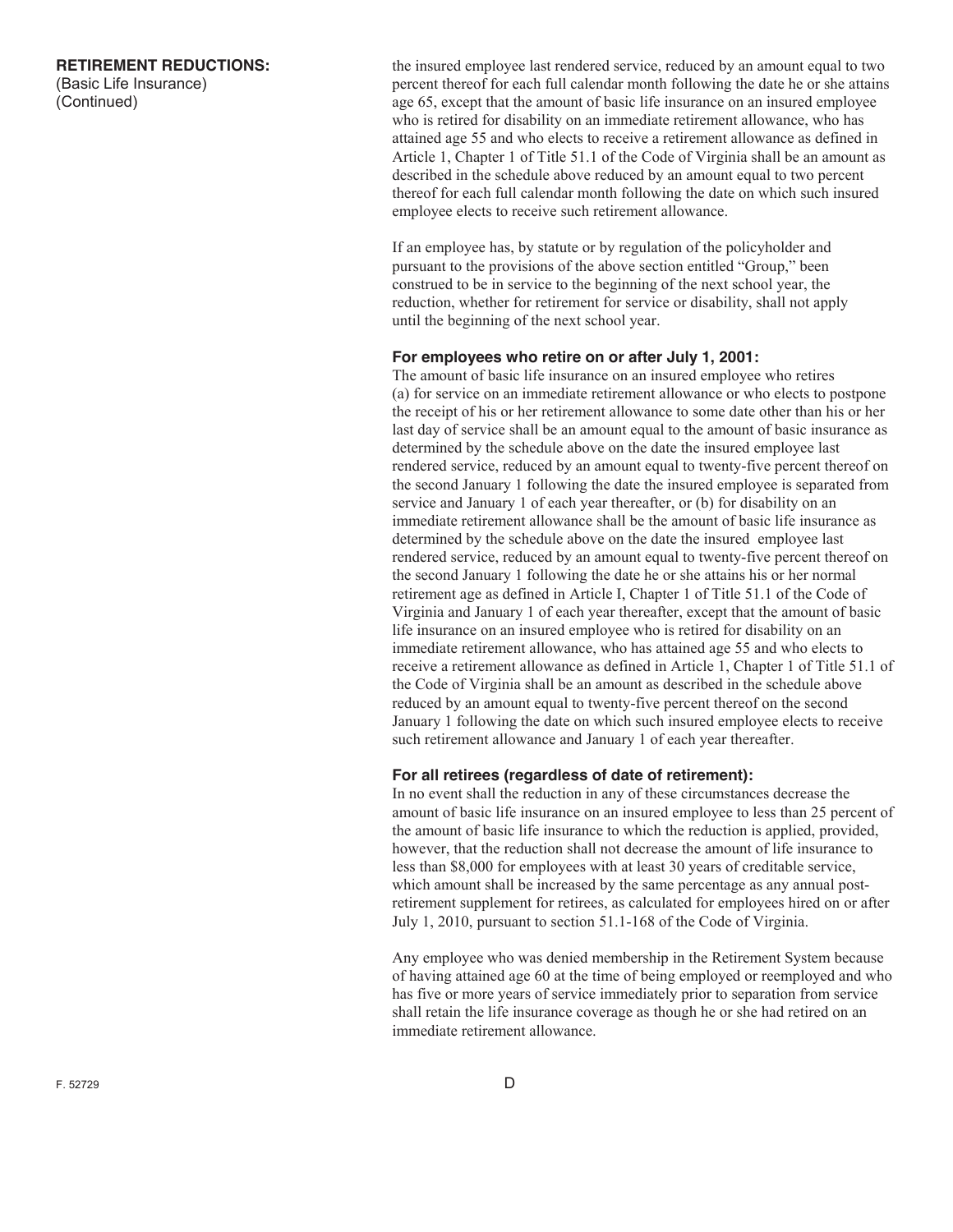**RETIREMENT REDUCTIONS:**
(Basic Life Insurance)
(Continued)

the insured employee last rendered service, reduced by an amount equal to two percent thereof for each full calendar month following the date he or she attains age 65, except that the amount of basic life insurance on an insured employee who is retired for disability on an immediate retirement allowance, who has attained age 55 and who elects to receive a retirement allowance as defined in Article 1, Chapter 1 of Title 51.1 of the Code of Virginia shall be an amount as described in the schedule above reduced by an amount equal to two percent thereof for each full calendar month following the date on which such insured employee elects to receive such retirement allowance.

If an employee has, by statute or by regulation of the policyholder and pursuant to the provisions of the above section entitled "Group," been construed to be in service to the beginning of the next school year, the reduction, whether for retirement for service or disability, shall not apply until the beginning of the next school year.

**For employees who retire on or after July 1, 2001:**

The amount of basic life insurance on an insured employee who retires (a) for service on an immediate retirement allowance or who elects to postpone the receipt of his or her retirement allowance to some date other than his or her last day of service shall be an amount equal to the amount of basic insurance as determined by the schedule above on the date the insured employee last rendered service, reduced by an amount equal to twenty-five percent thereof on the second January 1 following the date the insured employee is separated from service and January 1 of each year thereafter, or (b) for disability on an immediate retirement allowance shall be the amount of basic life insurance as determined by the schedule above on the date the insured employee last rendered service, reduced by an amount equal to twenty-five percent thereof on the second January 1 following the date he or she attains his or her normal retirement age as defined in Article I, Chapter 1 of Title 51.1 of the Code of Virginia and January 1 of each year thereafter, except that the amount of basic life insurance on an insured employee who is retired for disability on an immediate retirement allowance, who has attained age 55 and who elects to receive a retirement allowance as defined in Article 1, Chapter 1 of Title 51.1 of the Code of Virginia shall be an amount as described in the schedule above reduced by an amount equal to twenty-five percent thereof on the second January 1 following the date on which such insured employee elects to receive such retirement allowance and January 1 of each year thereafter.

**For all retirees (regardless of date of retirement):**

In no event shall the reduction in any of these circumstances decrease the amount of basic life insurance on an insured employee to less than 25 percent of the amount of basic life insurance to which the reduction is applied, provided, however, that the reduction shall not decrease the amount of life insurance to less than $8,000 for employees with at least 30 years of creditable service, which amount shall be increased by the same percentage as any annual post-retirement supplement for retirees, as calculated for employees hired on or after July 1, 2010, pursuant to section 51.1-168 of the Code of Virginia.

Any employee who was denied membership in the Retirement System because of having attained age 60 at the time of being employed or reemployed and who has five or more years of service immediately prior to separation from service shall retain the life insurance coverage as though he or she had retired on an immediate retirement allowance.

F. 52729

D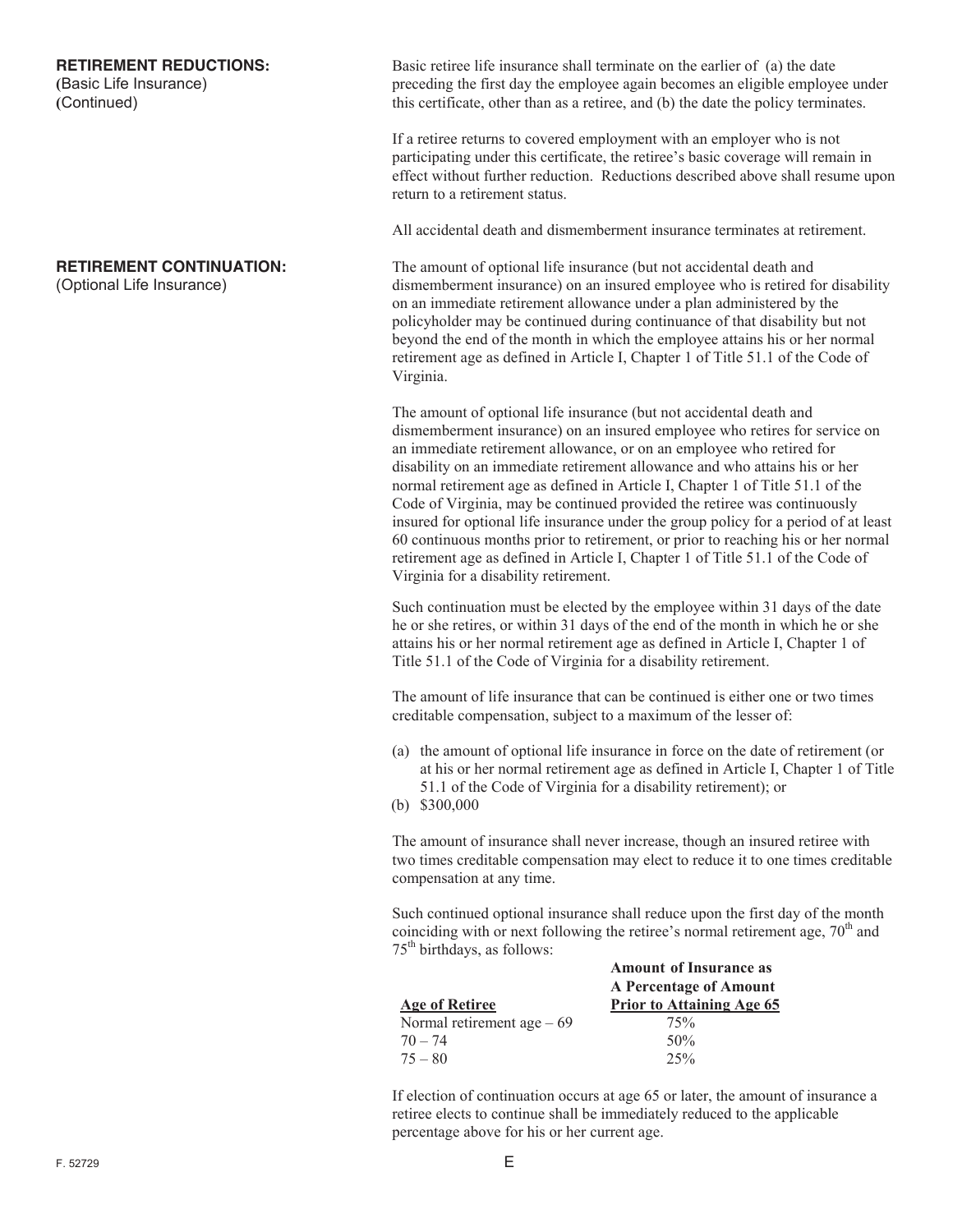**RETIREMENT REDUCTIONS:**
(Basic Life Insurance)
(Continued)

Basic retiree life insurance shall terminate on the earlier of (a) the date preceding the first day the employee again becomes an eligible employee under this certificate, other than as a retiree, and (b) the date the policy terminates.

If a retiree returns to covered employment with an employer who is not participating under this certificate, the retiree's basic coverage will remain in effect without further reduction. Reductions described above shall resume upon return to a retirement status.

All accidental death and dismemberment insurance terminates at retirement.

**RETIREMENT CONTINUATION:**
(Optional Life Insurance)

The amount of optional life insurance (but not accidental death and dismemberment insurance) on an insured employee who is retired for disability on an immediate retirement allowance under a plan administered by the policyholder may be continued during continuance of that disability but not beyond the end of the month in which the employee attains his or her normal retirement age as defined in Article I, Chapter 1 of Title 51.1 of the Code of Virginia.

The amount of optional life insurance (but not accidental death and dismemberment insurance) on an insured employee who retires for service on an immediate retirement allowance, or on an employee who retired for disability on an immediate retirement allowance and who attains his or her normal retirement age as defined in Article I, Chapter 1 of Title 51.1 of the Code of Virginia, may be continued provided the retiree was continuously insured for optional life insurance under the group policy for a period of at least 60 continuous months prior to retirement, or prior to reaching his or her normal retirement age as defined in Article I, Chapter 1 of Title 51.1 of the Code of Virginia for a disability retirement.

Such continuation must be elected by the employee within 31 days of the date he or she retires, or within 31 days of the end of the month in which he or she attains his or her normal retirement age as defined in Article I, Chapter 1 of Title 51.1 of the Code of Virginia for a disability retirement.

The amount of life insurance that can be continued is either one or two times creditable compensation, subject to a maximum of the lesser of:

(a) the amount of optional life insurance in force on the date of retirement (or at his or her normal retirement age as defined in Article I, Chapter 1 of Title 51.1 of the Code of Virginia for a disability retirement); or
(b) $300,000

The amount of insurance shall never increase, though an insured retiree with two times creditable compensation may elect to reduce it to one times creditable compensation at any time.

Such continued optional insurance shall reduce upon the first day of the month coinciding with or next following the retiree's normal retirement age, 70th and 75th birthdays, as follows:

| Age of Retiree | Amount of Insurance as A Percentage of Amount Prior to Attaining Age 65 |
|---|---|
| Normal retirement age – 69 | 75% |
| 70 – 74 | 50% |
| 75 – 80 | 25% |

If election of continuation occurs at age 65 or later, the amount of insurance a retiree elects to continue shall be immediately reduced to the applicable percentage above for his or her current age.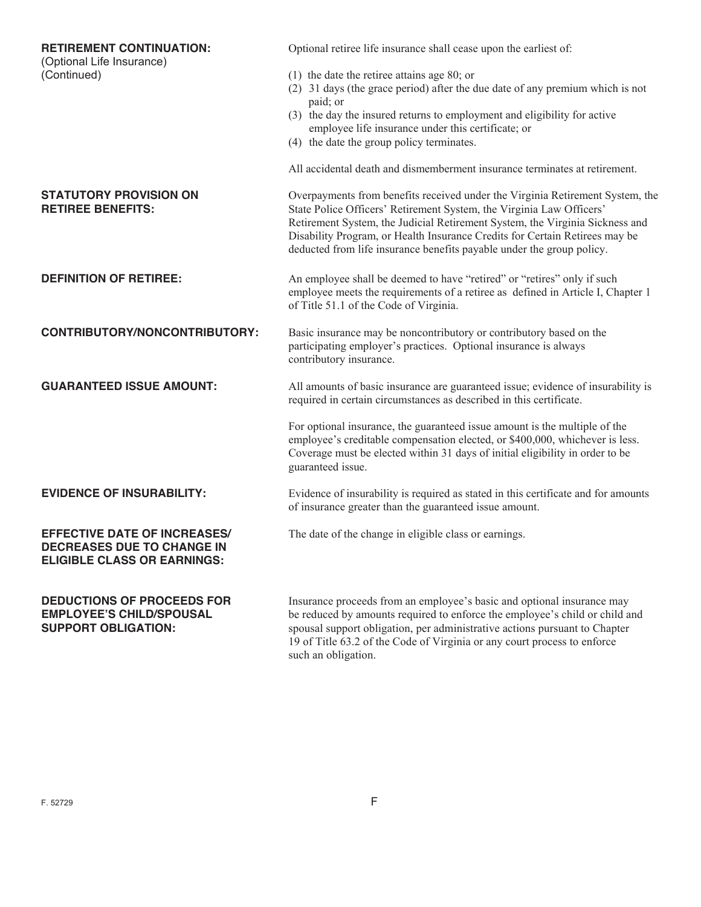**RETIREMENT CONTINUATION:**
(Optional Life Insurance)
(Continued)

Optional retiree life insurance shall cease upon the earliest of:

(1) the date the retiree attains age 80; or
(2) 31 days (the grace period) after the due date of any premium which is not paid; or
(3) the day the insured returns to employment and eligibility for active employee life insurance under this certificate; or
(4) the date the group policy terminates.

All accidental death and dismemberment insurance terminates at retirement.

**STATUTORY PROVISION ON RETIREE BENEFITS:**

Overpayments from benefits received under the Virginia Retirement System, the State Police Officers' Retirement System, the Virginia Law Officers' Retirement System, the Judicial Retirement System, the Virginia Sickness and Disability Program, or Health Insurance Credits for Certain Retirees may be deducted from life insurance benefits payable under the group policy.

**DEFINITION OF RETIREE:**

An employee shall be deemed to have "retired" or "retires" only if such employee meets the requirements of a retiree as defined in Article I, Chapter 1 of Title 51.1 of the Code of Virginia.

**CONTRIBUTORY/NONCONTRIBUTORY:**

Basic insurance may be noncontributory or contributory based on the participating employer's practices. Optional insurance is always contributory insurance.

**GUARANTEED ISSUE AMOUNT:**

All amounts of basic insurance are guaranteed issue; evidence of insurability is required in certain circumstances as described in this certificate.

For optional insurance, the guaranteed issue amount is the multiple of the employee's creditable compensation elected, or $400,000, whichever is less. Coverage must be elected within 31 days of initial eligibility in order to be guaranteed issue.

**EVIDENCE OF INSURABILITY:**

Evidence of insurability is required as stated in this certificate and for amounts of insurance greater than the guaranteed issue amount.

**EFFECTIVE DATE OF INCREASES/ DECREASES DUE TO CHANGE IN ELIGIBLE CLASS OR EARNINGS:**

The date of the change in eligible class or earnings.

**DEDUCTIONS OF PROCEEDS FOR EMPLOYEE'S CHILD/SPOUSAL SUPPORT OBLIGATION:**

Insurance proceeds from an employee's basic and optional insurance may be reduced by amounts required to enforce the employee's child or child and spousal support obligation, per administrative actions pursuant to Chapter 19 of Title 63.2 of the Code of Virginia or any court process to enforce such an obligation.

F. 52729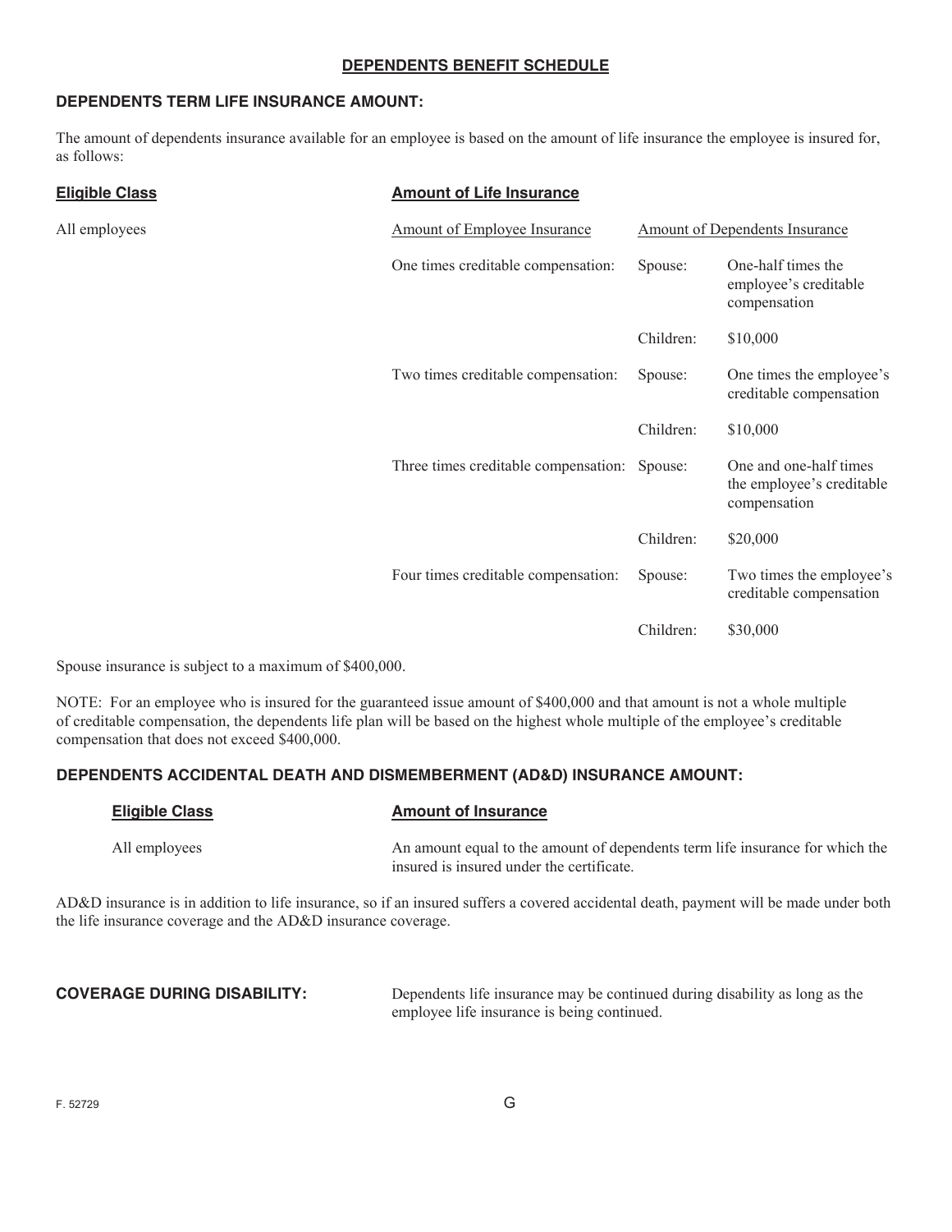## DEPENDENTS BENEFIT SCHEDULE

### DEPENDENTS TERM LIFE INSURANCE AMOUNT:

The amount of dependents insurance available for an employee is based on the amount of life insurance the employee is insured for, as follows:

| Eligible Class | Amount of Life Insurance | | |
|---|---|---|---|
| | Amount of Employee Insurance | Amount of Dependents Insurance | |
| All employees | One times creditable compensation: | Spouse: | One-half times the employee's creditable compensation |
| | | Children: | $10,000 |
| | Two times creditable compensation: | Spouse: | One times the employee's creditable compensation |
| | | Children: | $10,000 |
| | Three times creditable compensation: | Spouse: | One and one-half times the employee's creditable compensation |
| | | Children: | $20,000 |
| | Four times creditable compensation: | Spouse: | Two times the employee's creditable compensation |
| | | Children: | $30,000 |

Spouse insurance is subject to a maximum of $400,000.

NOTE: For an employee who is insured for the guaranteed issue amount of $400,000 and that amount is not a whole multiple of creditable compensation, the dependents life plan will be based on the highest whole multiple of the employee's creditable compensation that does not exceed $400,000.

### DEPENDENTS ACCIDENTAL DEATH AND DISMEMBERMENT (AD&D) INSURANCE AMOUNT:

| Eligible Class | Amount of Insurance |
|---|---|
| All employees | An amount equal to the amount of dependents term life insurance for which the insured is insured under the certificate. |

AD&D insurance is in addition to life insurance, so if an insured suffers a covered accidental death, payment will be made under both the life insurance coverage and the AD&D insurance coverage.

**COVERAGE DURING DISABILITY:** Dependents life insurance may be continued during disability as long as the employee life insurance is being continued.

F. 52729

G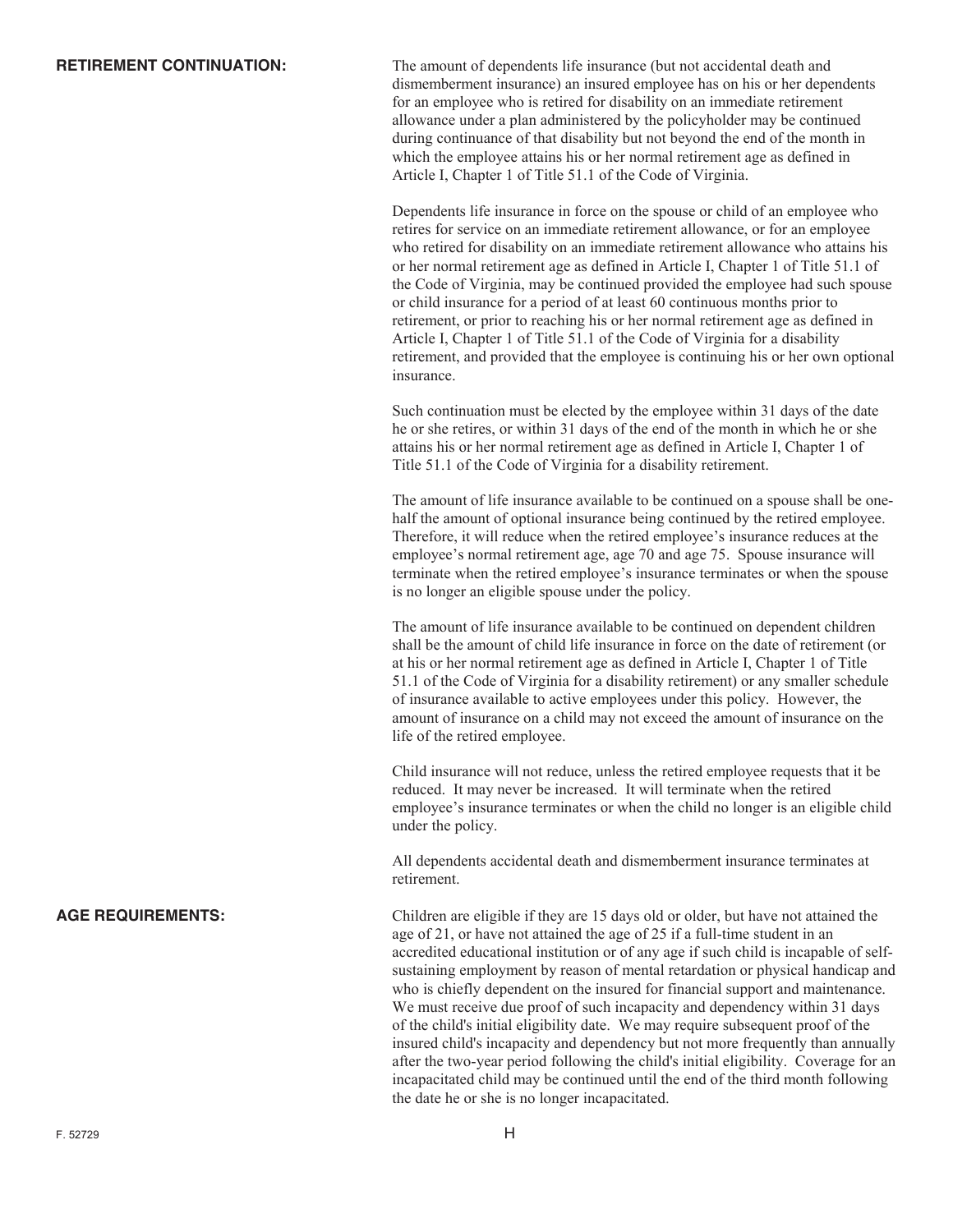**RETIREMENT CONTINUATION:**

The amount of dependents life insurance (but not accidental death and dismemberment insurance) an insured employee has on his or her dependents for an employee who is retired for disability on an immediate retirement allowance under a plan administered by the policyholder may be continued during continuance of that disability but not beyond the end of the month in which the employee attains his or her normal retirement age as defined in Article I, Chapter 1 of Title 51.1 of the Code of Virginia.

Dependents life insurance in force on the spouse or child of an employee who retires for service on an immediate retirement allowance, or for an employee who retired for disability on an immediate retirement allowance who attains his or her normal retirement age as defined in Article I, Chapter 1 of Title 51.1 of the Code of Virginia, may be continued provided the employee had such spouse or child insurance for a period of at least 60 continuous months prior to retirement, or prior to reaching his or her normal retirement age as defined in Article I, Chapter 1 of Title 51.1 of the Code of Virginia for a disability retirement, and provided that the employee is continuing his or her own optional insurance.

Such continuation must be elected by the employee within 31 days of the date he or she retires, or within 31 days of the end of the month in which he or she attains his or her normal retirement age as defined in Article I, Chapter 1 of Title 51.1 of the Code of Virginia for a disability retirement.

The amount of life insurance available to be continued on a spouse shall be one-half the amount of optional insurance being continued by the retired employee. Therefore, it will reduce when the retired employee's insurance reduces at the employee's normal retirement age, age 70 and age 75. Spouse insurance will terminate when the retired employee's insurance terminates or when the spouse is no longer an eligible spouse under the policy.

The amount of life insurance available to be continued on dependent children shall be the amount of child life insurance in force on the date of retirement (or at his or her normal retirement age as defined in Article I, Chapter 1 of Title 51.1 of the Code of Virginia for a disability retirement) or any smaller schedule of insurance available to active employees under this policy. However, the amount of insurance on a child may not exceed the amount of insurance on the life of the retired employee.

Child insurance will not reduce, unless the retired employee requests that it be reduced. It may never be increased. It will terminate when the retired employee's insurance terminates or when the child no longer is an eligible child under the policy.

All dependents accidental death and dismemberment insurance terminates at retirement.

**AGE REQUIREMENTS:**

Children are eligible if they are 15 days old or older, but have not attained the age of 21, or have not attained the age of 25 if a full-time student in an accredited educational institution or of any age if such child is incapable of self-sustaining employment by reason of mental retardation or physical handicap and who is chiefly dependent on the insured for financial support and maintenance. We must receive due proof of such incapacity and dependency within 31 days of the child's initial eligibility date. We may require subsequent proof of the insured child's incapacity and dependency but not more frequently than annually after the two-year period following the child's initial eligibility. Coverage for an incapacitated child may be continued until the end of the third month following the date he or she is no longer incapacitated.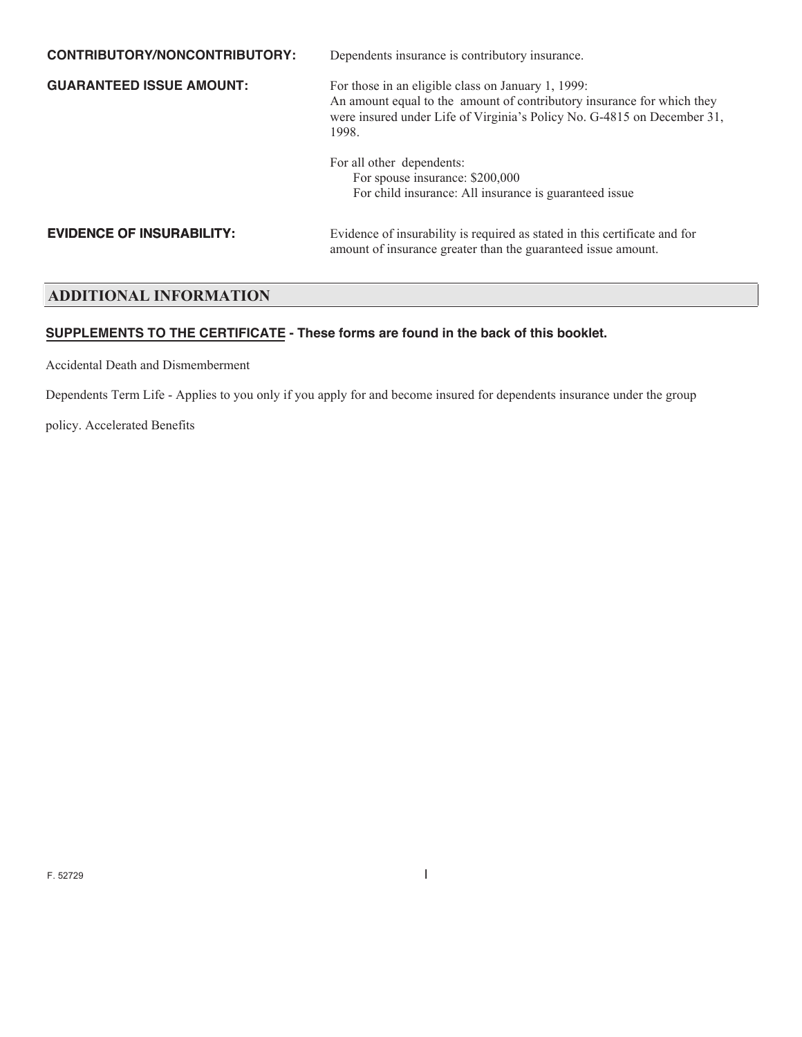**CONTRIBUTORY/NONCONTRIBUTORY:** Dependents insurance is contributory insurance.

**GUARANTEED ISSUE AMOUNT:** For those in an eligible class on January 1, 1999:
An amount equal to the amount of contributory insurance for which they were insured under Life of Virginia's Policy No. G-4815 on December 31, 1998.

For all other dependents:
For spouse insurance: $200,000
For child insurance: All insurance is guaranteed issue

**EVIDENCE OF INSURABILITY:** Evidence of insurability is required as stated in this certificate and for amount of insurance greater than the guaranteed issue amount.

## ADDITIONAL INFORMATION

**SUPPLEMENTS TO THE CERTIFICATE - These forms are found in the back of this booklet.**

Accidental Death and Dismemberment

Dependents Term Life - Applies to you only if you apply for and become insured for dependents insurance under the group policy. Accelerated Benefits

F. 52729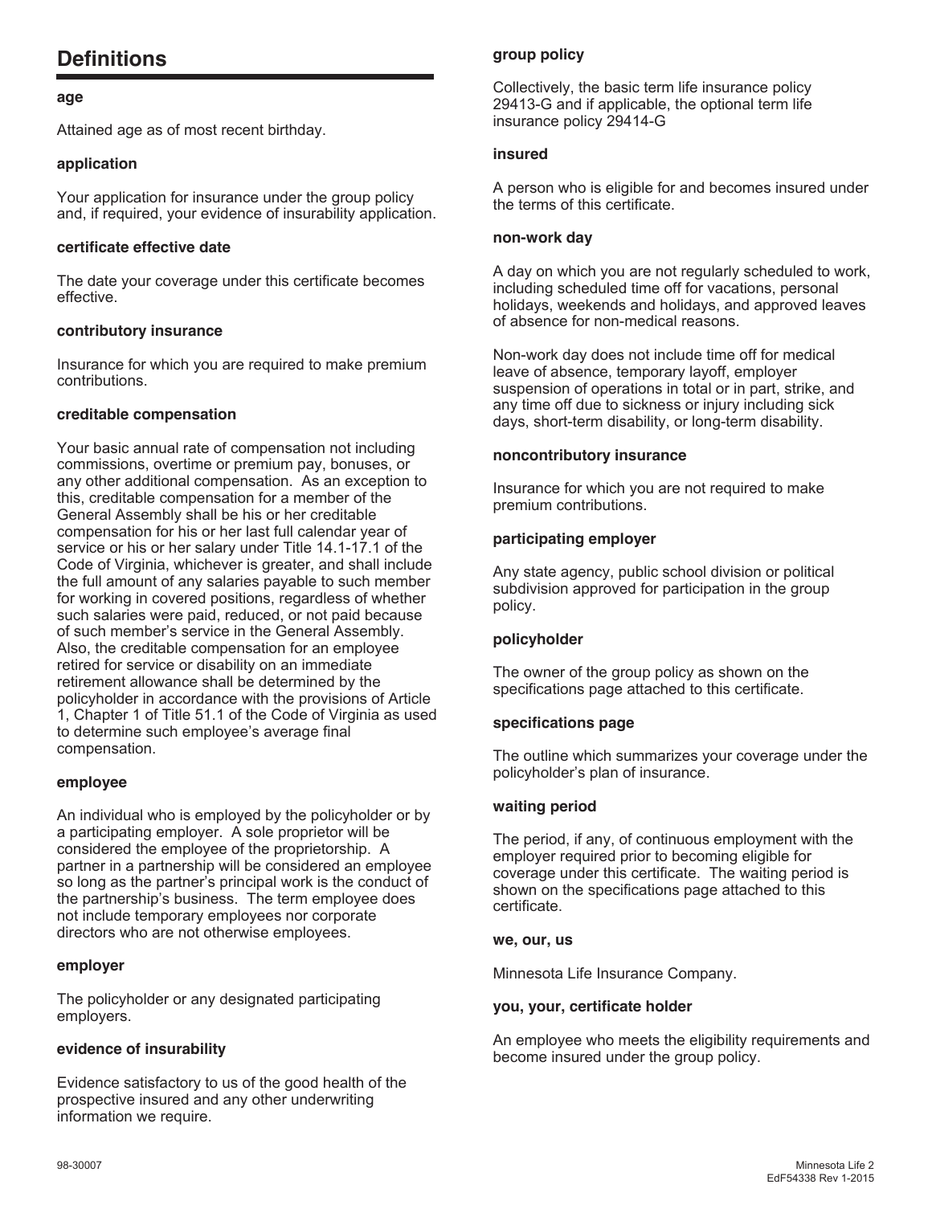## Definitions

**age**

Attained age as of most recent birthday.

**application**

Your application for insurance under the group policy and, if required, your evidence of insurability application.

**certificate effective date**

The date your coverage under this certificate becomes effective.

**contributory insurance**

Insurance for which you are required to make premium contributions.

**creditable compensation**

Your basic annual rate of compensation not including commissions, overtime or premium pay, bonuses, or any other additional compensation. As an exception to this, creditable compensation for a member of the General Assembly shall be his or her creditable compensation for his or her last full calendar year of service or his or her salary under Title 14.1-17.1 of the Code of Virginia, whichever is greater, and shall include the full amount of any salaries payable to such member for working in covered positions, regardless of whether such salaries were paid, reduced, or not paid because of such member's service in the General Assembly. Also, the creditable compensation for an employee retired for service or disability on an immediate retirement allowance shall be determined by the policyholder in accordance with the provisions of Article 1, Chapter 1 of Title 51.1 of the Code of Virginia as used to determine such employee's average final compensation.

**employee**

An individual who is employed by the policyholder or by a participating employer. A sole proprietor will be considered the employee of the proprietorship. A partner in a partnership will be considered an employee so long as the partner's principal work is the conduct of the partnership's business. The term employee does not include temporary employees nor corporate directors who are not otherwise employees.

**employer**

The policyholder or any designated participating employers.

**evidence of insurability**

Evidence satisfactory to us of the good health of the prospective insured and any other underwriting information we require.

**group policy**

Collectively, the basic term life insurance policy 29413-G and if applicable, the optional term life insurance policy 29414-G

**insured**

A person who is eligible for and becomes insured under the terms of this certificate.

**non-work day**

A day on which you are not regularly scheduled to work, including scheduled time off for vacations, personal holidays, weekends and holidays, and approved leaves of absence for non-medical reasons.

Non-work day does not include time off for medical leave of absence, temporary layoff, employer suspension of operations in total or in part, strike, and any time off due to sickness or injury including sick days, short-term disability, or long-term disability.

**noncontributory insurance**

Insurance for which you are not required to make premium contributions.

**participating employer**

Any state agency, public school division or political subdivision approved for participation in the group policy.

**policyholder**

The owner of the group policy as shown on the specifications page attached to this certificate.

**specifications page**

The outline which summarizes your coverage under the policyholder's plan of insurance.

**waiting period**

The period, if any, of continuous employment with the employer required prior to becoming eligible for coverage under this certificate. The waiting period is shown on the specifications page attached to this certificate.

**we, our, us**

Minnesota Life Insurance Company.

**you, your, certificate holder**

An employee who meets the eligibility requirements and become insured under the group policy.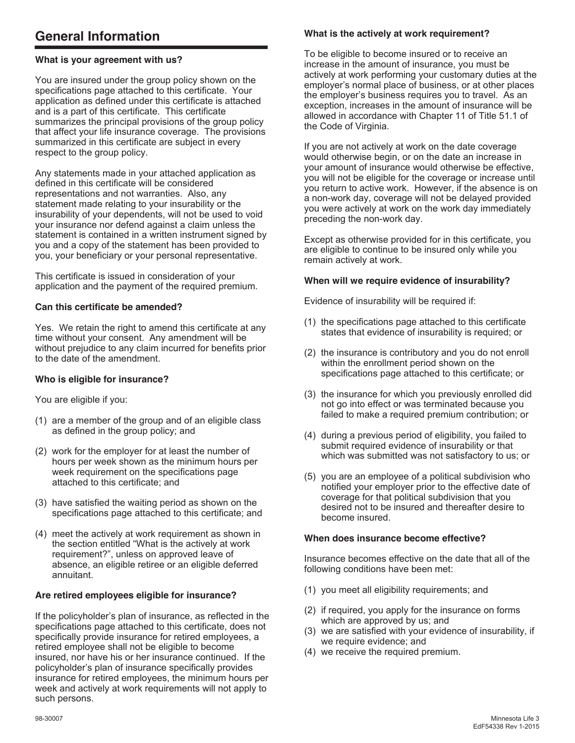# General Information

### What is your agreement with us?

You are insured under the group policy shown on the specifications page attached to this certificate. Your application as defined under this certificate is attached and is a part of this certificate. This certificate summarizes the principal provisions of the group policy that affect your life insurance coverage. The provisions summarized in this certificate are subject in every respect to the group policy.

Any statements made in your attached application as defined in this certificate will be considered representations and not warranties. Also, any statement made relating to your insurability or the insurability of your dependents, will not be used to void your insurance nor defend against a claim unless the statement is contained in a written instrument signed by you and a copy of the statement has been provided to you, your beneficiary or your personal representative.

This certificate is issued in consideration of your application and the payment of the required premium.

### Can this certificate be amended?

Yes. We retain the right to amend this certificate at any time without your consent. Any amendment will be without prejudice to any claim incurred for benefits prior to the date of the amendment.

### Who is eligible for insurance?

You are eligible if you:

(1) are a member of the group and of an eligible class as defined in the group policy; and

(2) work for the employer for at least the number of hours per week shown as the minimum hours per week requirement on the specifications page attached to this certificate; and

(3) have satisfied the waiting period as shown on the specifications page attached to this certificate; and

(4) meet the actively at work requirement as shown in the section entitled "What is the actively at work requirement?", unless on approved leave of absence, an eligible retiree or an eligible deferred annuitant.

### Are retired employees eligible for insurance?

If the policyholder's plan of insurance, as reflected in the specifications page attached to this certificate, does not specifically provide insurance for retired employees, a retired employee shall not be eligible to become insured, nor have his or her insurance continued. If the policyholder's plan of insurance specifically provides insurance for retired employees, the minimum hours per week and actively at work requirements will not apply to such persons.

### What is the actively at work requirement?

To be eligible to become insured or to receive an increase in the amount of insurance, you must be actively at work performing your customary duties at the employer's normal place of business, or at other places the employer's business requires you to travel. As an exception, increases in the amount of insurance will be allowed in accordance with Chapter 11 of Title 51.1 of the Code of Virginia.

If you are not actively at work on the date coverage would otherwise begin, or on the date an increase in your amount of insurance would otherwise be effective, you will not be eligible for the coverage or increase until you return to active work. However, if the absence is on a non-work day, coverage will not be delayed provided you were actively at work on the work day immediately preceding the non-work day.

Except as otherwise provided for in this certificate, you are eligible to continue to be insured only while you remain actively at work.

### When will we require evidence of insurability?

Evidence of insurability will be required if:

(1) the specifications page attached to this certificate states that evidence of insurability is required; or

(2) the insurance is contributory and you do not enroll within the enrollment period shown on the specifications page attached to this certificate; or

(3) the insurance for which you previously enrolled did not go into effect or was terminated because you failed to make a required premium contribution; or

(4) during a previous period of eligibility, you failed to submit required evidence of insurability or that which was submitted was not satisfactory to us; or

(5) you are an employee of a political subdivision who notified your employer prior to the effective date of coverage for that political subdivision that you desired not to be insured and thereafter desire to become insured.

### When does insurance become effective?

Insurance becomes effective on the date that all of the following conditions have been met:

(1) you meet all eligibility requirements; and

(2) if required, you apply for the insurance on forms which are approved by us; and

(3) we are satisfied with your evidence of insurability, if we require evidence; and

(4) we receive the required premium.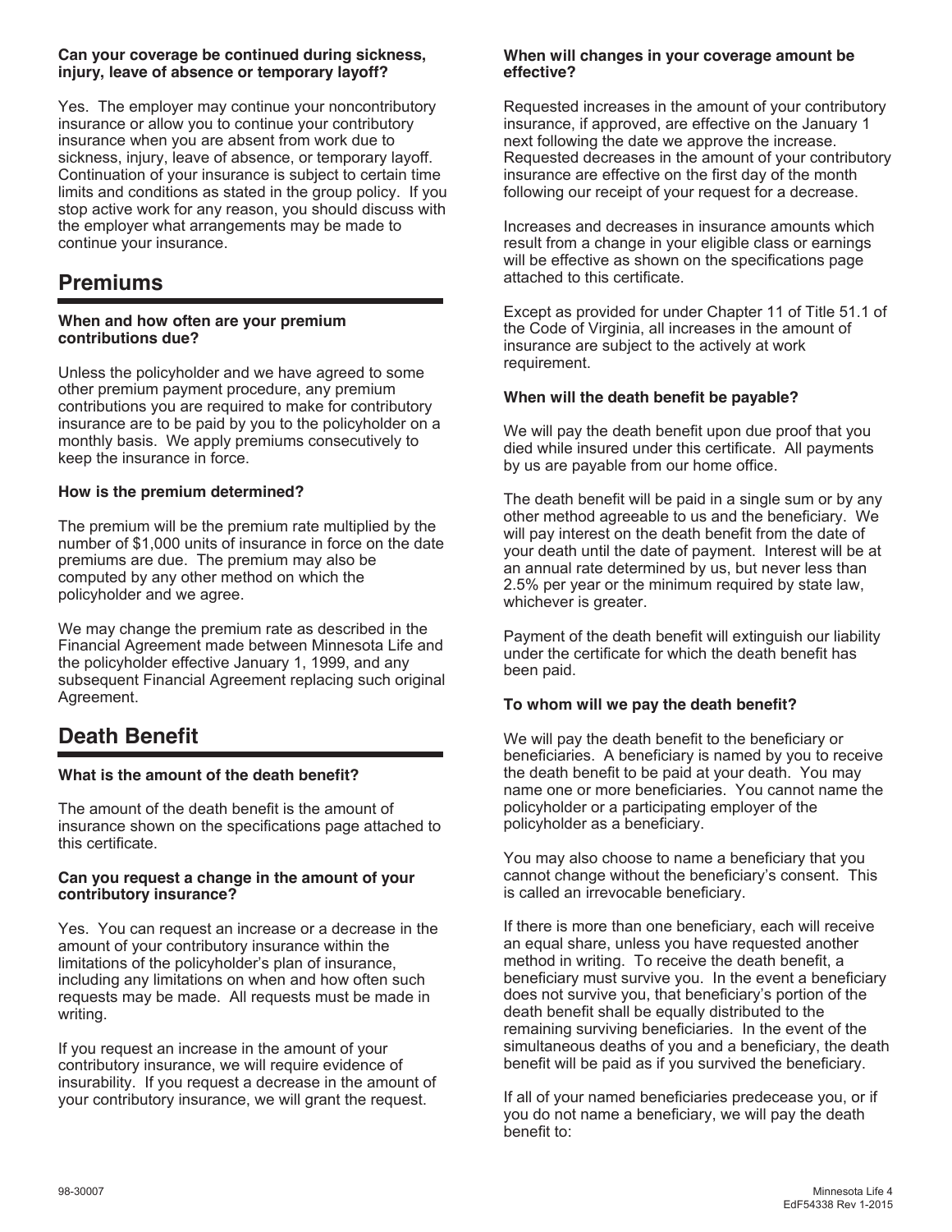**Can your coverage be continued during sickness, injury, leave of absence or temporary layoff?**

Yes. The employer may continue your noncontributory insurance or allow you to continue your contributory insurance when you are absent from work due to sickness, injury, leave of absence, or temporary layoff. Continuation of your insurance is subject to certain time limits and conditions as stated in the group policy. If you stop active work for any reason, you should discuss with the employer what arrangements may be made to continue your insurance.

## Premiums

**When and how often are your premium contributions due?**

Unless the policyholder and we have agreed to some other premium payment procedure, any premium contributions you are required to make for contributory insurance are to be paid by you to the policyholder on a monthly basis. We apply premiums consecutively to keep the insurance in force.

**How is the premium determined?**

The premium will be the premium rate multiplied by the number of $1,000 units of insurance in force on the date premiums are due. The premium may also be computed by any other method on which the policyholder and we agree.

We may change the premium rate as described in the Financial Agreement made between Minnesota Life and the policyholder effective January 1, 1999, and any subsequent Financial Agreement replacing such original Agreement.

## Death Benefit

**What is the amount of the death benefit?**

The amount of the death benefit is the amount of insurance shown on the specifications page attached to this certificate.

**Can you request a change in the amount of your contributory insurance?**

Yes. You can request an increase or a decrease in the amount of your contributory insurance within the limitations of the policyholder's plan of insurance, including any limitations on when and how often such requests may be made. All requests must be made in writing.

If you request an increase in the amount of your contributory insurance, we will require evidence of insurability. If you request a decrease in the amount of your contributory insurance, we will grant the request.

**When will changes in your coverage amount be effective?**

Requested increases in the amount of your contributory insurance, if approved, are effective on the January 1 next following the date we approve the increase. Requested decreases in the amount of your contributory insurance are effective on the first day of the month following our receipt of your request for a decrease.

Increases and decreases in insurance amounts which result from a change in your eligible class or earnings will be effective as shown on the specifications page attached to this certificate.

Except as provided for under Chapter 11 of Title 51.1 of the Code of Virginia, all increases in the amount of insurance are subject to the actively at work requirement.

**When will the death benefit be payable?**

We will pay the death benefit upon due proof that you died while insured under this certificate. All payments by us are payable from our home office.

The death benefit will be paid in a single sum or by any other method agreeable to us and the beneficiary. We will pay interest on the death benefit from the date of your death until the date of payment. Interest will be at an annual rate determined by us, but never less than 2.5% per year or the minimum required by state law, whichever is greater.

Payment of the death benefit will extinguish our liability under the certificate for which the death benefit has been paid.

**To whom will we pay the death benefit?**

We will pay the death benefit to the beneficiary or beneficiaries. A beneficiary is named by you to receive the death benefit to be paid at your death. You may name one or more beneficiaries. You cannot name the policyholder or a participating employer of the policyholder as a beneficiary.

You may also choose to name a beneficiary that you cannot change without the beneficiary's consent. This is called an irrevocable beneficiary.

If there is more than one beneficiary, each will receive an equal share, unless you have requested another method in writing. To receive the death benefit, a beneficiary must survive you. In the event a beneficiary does not survive you, that beneficiary's portion of the death benefit shall be equally distributed to the remaining surviving beneficiaries. In the event of the simultaneous deaths of you and a beneficiary, the death benefit will be paid as if you survived the beneficiary.

If all of your named beneficiaries predecease you, or if you do not name a beneficiary, we will pay the death benefit to: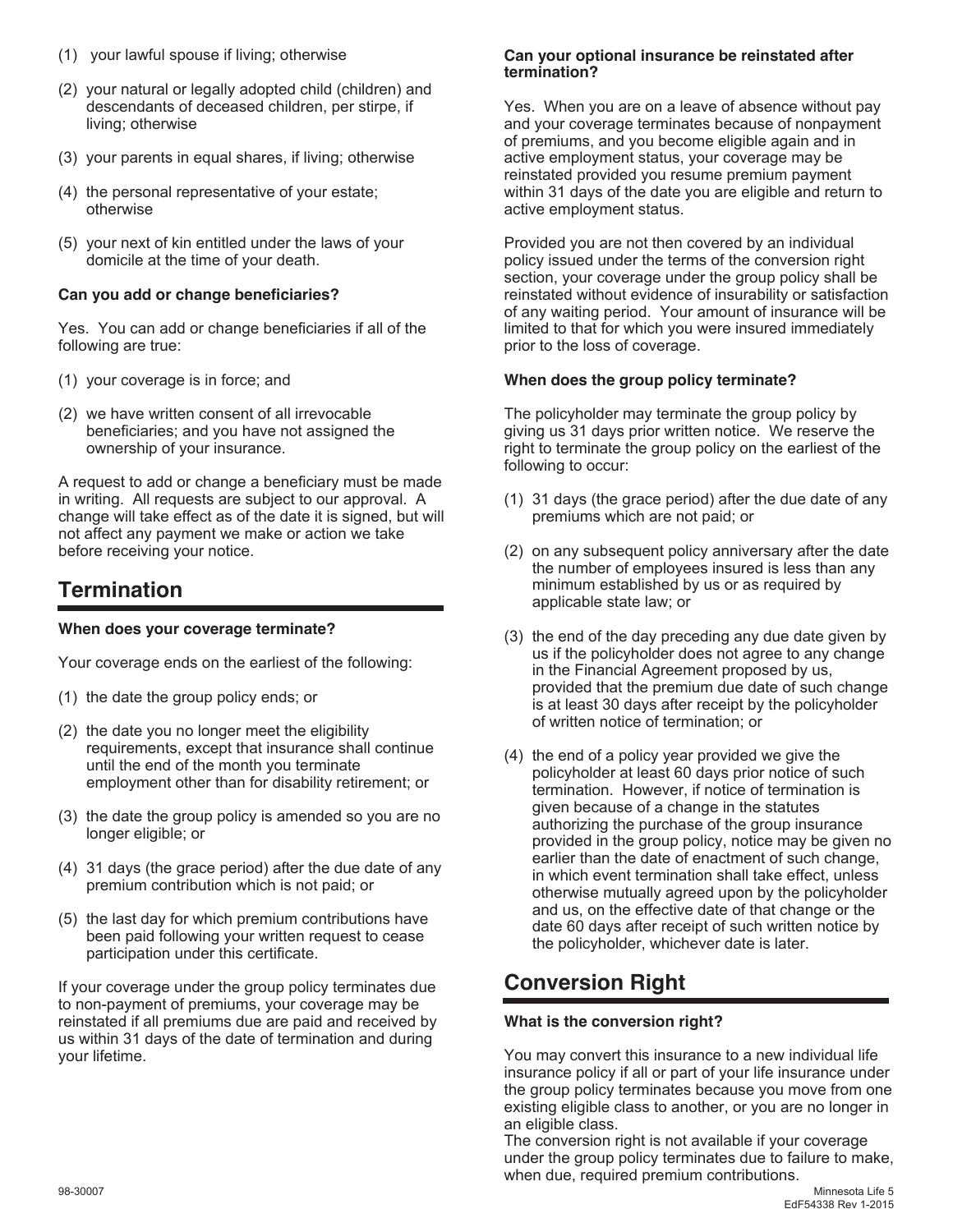(1) your lawful spouse if living; otherwise

(2) your natural or legally adopted child (children) and descendants of deceased children, per stirpe, if living; otherwise

(3) your parents in equal shares, if living; otherwise

(4) the personal representative of your estate; otherwise

(5) your next of kin entitled under the laws of your domicile at the time of your death.

**Can you add or change beneficiaries?**

Yes. You can add or change beneficiaries if all of the following are true:

(1) your coverage is in force; and

(2) we have written consent of all irrevocable beneficiaries; and you have not assigned the ownership of your insurance.

A request to add or change a beneficiary must be made in writing. All requests are subject to our approval. A change will take effect as of the date it is signed, but will not affect any payment we make or action we take before receiving your notice.

## Termination

**When does your coverage terminate?**

Your coverage ends on the earliest of the following:

(1) the date the group policy ends; or

(2) the date you no longer meet the eligibility requirements, except that insurance shall continue until the end of the month you terminate employment other than for disability retirement; or

(3) the date the group policy is amended so you are no longer eligible; or

(4) 31 days (the grace period) after the due date of any premium contribution which is not paid; or

(5) the last day for which premium contributions have been paid following your written request to cease participation under this certificate.

If your coverage under the group policy terminates due to non-payment of premiums, your coverage may be reinstated if all premiums due are paid and received by us within 31 days of the date of termination and during your lifetime.

**Can your optional insurance be reinstated after termination?**

Yes. When you are on a leave of absence without pay and your coverage terminates because of nonpayment of premiums, and you become eligible again and in active employment status, your coverage may be reinstated provided you resume premium payment within 31 days of the date you are eligible and return to active employment status.

Provided you are not then covered by an individual policy issued under the terms of the conversion right section, your coverage under the group policy shall be reinstated without evidence of insurability or satisfaction of any waiting period. Your amount of insurance will be limited to that for which you were insured immediately prior to the loss of coverage.

**When does the group policy terminate?**

The policyholder may terminate the group policy by giving us 31 days prior written notice. We reserve the right to terminate the group policy on the earliest of the following to occur:

(1) 31 days (the grace period) after the due date of any premiums which are not paid; or

(2) on any subsequent policy anniversary after the date the number of employees insured is less than any minimum established by us or as required by applicable state law; or

(3) the end of the day preceding any due date given by us if the policyholder does not agree to any change in the Financial Agreement proposed by us, provided that the premium due date of such change is at least 30 days after receipt by the policyholder of written notice of termination; or

(4) the end of a policy year provided we give the policyholder at least 60 days prior notice of such termination. However, if notice of termination is given because of a change in the statutes authorizing the purchase of the group insurance provided in the group policy, notice may be given no earlier than the date of enactment of such change, in which event termination shall take effect, unless otherwise mutually agreed upon by the policyholder and us, on the effective date of that change or the date 60 days after receipt of such written notice by the policyholder, whichever date is later.

## Conversion Right

**What is the conversion right?**

You may convert this insurance to a new individual life insurance policy if all or part of your life insurance under the group policy terminates because you move from one existing eligible class to another, or you are no longer in an eligible class.

The conversion right is not available if your coverage under the group policy terminates due to failure to make, when due, required premium contributions.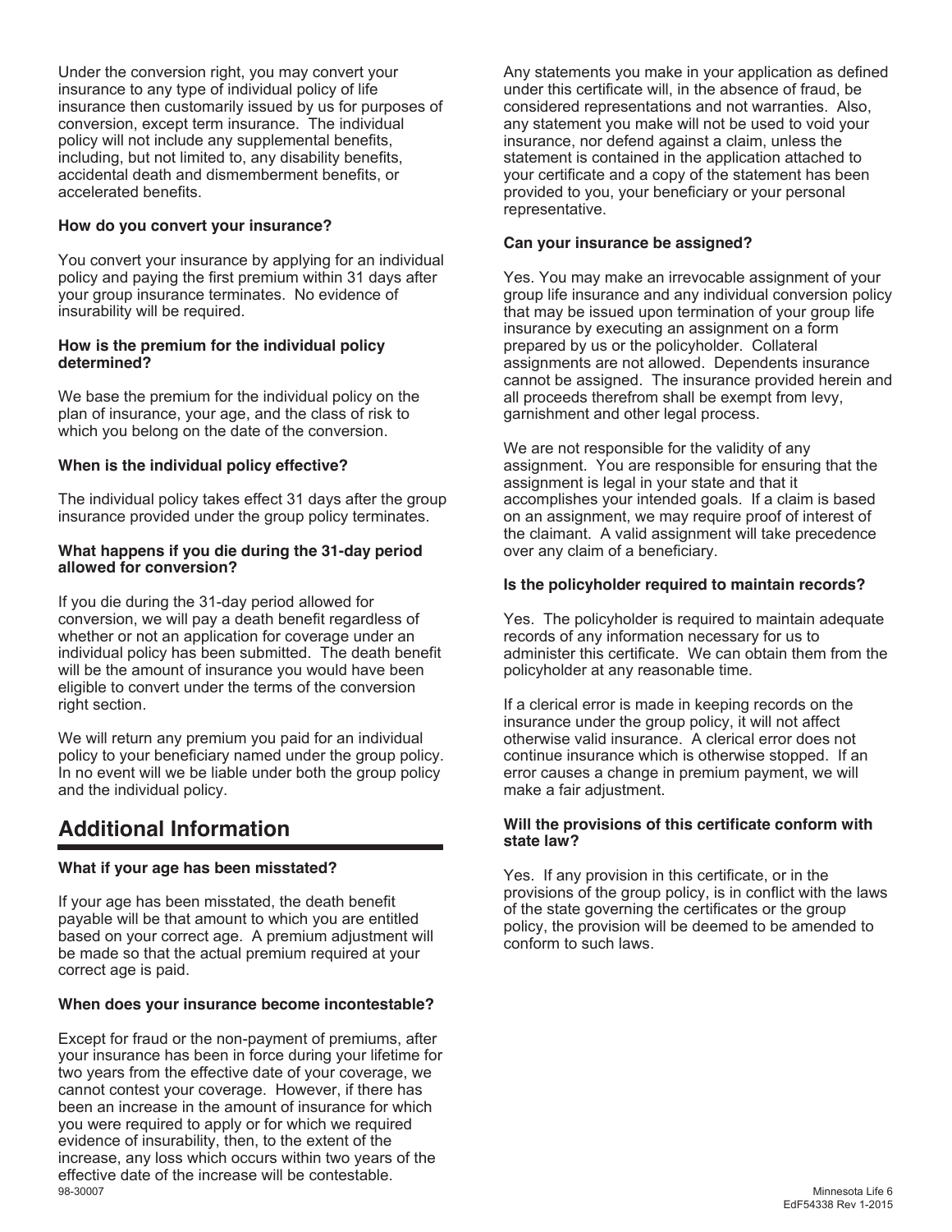Under the conversion right, you may convert your insurance to any type of individual policy of life insurance then customarily issued by us for purposes of conversion, except term insurance. The individual policy will not include any supplemental benefits, including, but not limited to, any disability benefits, accidental death and dismemberment benefits, or accelerated benefits.

**How do you convert your insurance?**

You convert your insurance by applying for an individual policy and paying the first premium within 31 days after your group insurance terminates. No evidence of insurability will be required.

**How is the premium for the individual policy determined?**

We base the premium for the individual policy on the plan of insurance, your age, and the class of risk to which you belong on the date of the conversion.

**When is the individual policy effective?**

The individual policy takes effect 31 days after the group insurance provided under the group policy terminates.

**What happens if you die during the 31-day period allowed for conversion?**

If you die during the 31-day period allowed for conversion, we will pay a death benefit regardless of whether or not an application for coverage under an individual policy has been submitted. The death benefit will be the amount of insurance you would have been eligible to convert under the terms of the conversion right section.

We will return any premium you paid for an individual policy to your beneficiary named under the group policy. In no event will we be liable under both the group policy and the individual policy.

## Additional Information

**What if your age has been misstated?**

If your age has been misstated, the death benefit payable will be that amount to which you are entitled based on your correct age. A premium adjustment will be made so that the actual premium required at your correct age is paid.

**When does your insurance become incontestable?**

Except for fraud or the non-payment of premiums, after your insurance has been in force during your lifetime for two years from the effective date of your coverage, we cannot contest your coverage. However, if there has been an increase in the amount of insurance for which you were required to apply or for which we required evidence of insurability, then, to the extent of the increase, any loss which occurs within two years of the effective date of the increase will be contestable.

Any statements you make in your application as defined under this certificate will, in the absence of fraud, be considered representations and not warranties. Also, any statement you make will not be used to void your insurance, nor defend against a claim, unless the statement is contained in the application attached to your certificate and a copy of the statement has been provided to you, your beneficiary or your personal representative.

**Can your insurance be assigned?**

Yes. You may make an irrevocable assignment of your group life insurance and any individual conversion policy that may be issued upon termination of your group life insurance by executing an assignment on a form prepared by us or the policyholder. Collateral assignments are not allowed. Dependents insurance cannot be assigned. The insurance provided herein and all proceeds therefrom shall be exempt from levy, garnishment and other legal process.

We are not responsible for the validity of any assignment. You are responsible for ensuring that the assignment is legal in your state and that it accomplishes your intended goals. If a claim is based on an assignment, we may require proof of interest of the claimant. A valid assignment will take precedence over any claim of a beneficiary.

**Is the policyholder required to maintain records?**

Yes. The policyholder is required to maintain adequate records of any information necessary for us to administer this certificate. We can obtain them from the policyholder at any reasonable time.

If a clerical error is made in keeping records on the insurance under the group policy, it will not affect otherwise valid insurance. A clerical error does not continue insurance which is otherwise stopped. If an error causes a change in premium payment, we will make a fair adjustment.

**Will the provisions of this certificate conform with state law?**

Yes. If any provision in this certificate, or in the provisions of the group policy, is in conflict with the laws of the state governing the certificates or the group policy, the provision will be deemed to be amended to conform to such laws.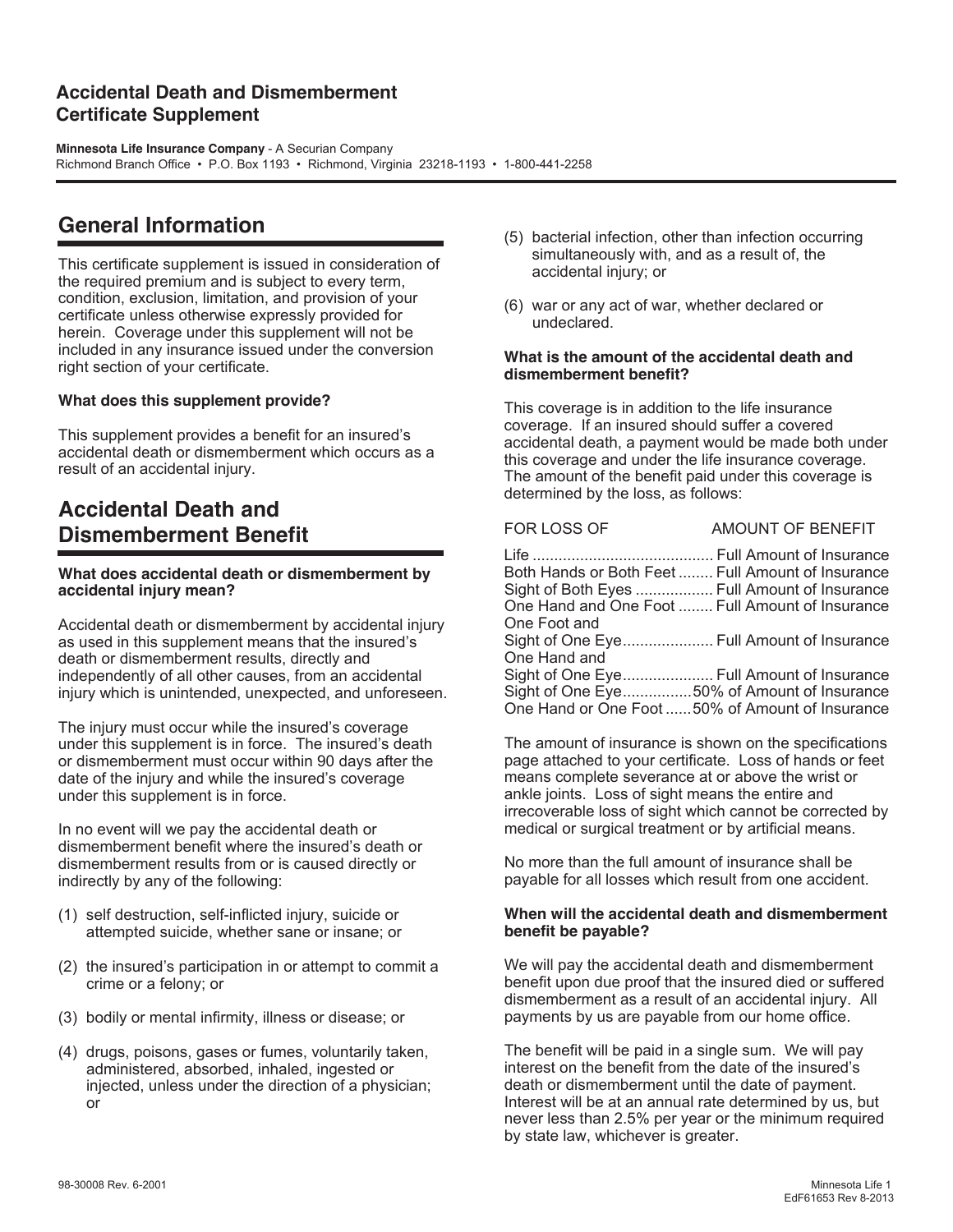## Accidental Death and Dismemberment Certificate Supplement

**Minnesota Life Insurance Company** - A Securian Company
Richmond Branch Office • P.O. Box 1193 • Richmond, Virginia 23218-1193 • 1-800-441-2258

# General Information

This certificate supplement is issued in consideration of the required premium and is subject to every term, condition, exclusion, limitation, and provision of your certificate unless otherwise expressly provided for herein. Coverage under this supplement will not be included in any insurance issued under the conversion right section of your certificate.

**What does this supplement provide?**

This supplement provides a benefit for an insured's accidental death or dismemberment which occurs as a result of an accidental injury.

# Accidental Death and Dismemberment Benefit

**What does accidental death or dismemberment by accidental injury mean?**

Accidental death or dismemberment by accidental injury as used in this supplement means that the insured's death or dismemberment results, directly and independently of all other causes, from an accidental injury which is unintended, unexpected, and unforeseen.

The injury must occur while the insured's coverage under this supplement is in force. The insured's death or dismemberment must occur within 90 days after the date of the injury and while the insured's coverage under this supplement is in force.

In no event will we pay the accidental death or dismemberment benefit where the insured's death or dismemberment results from or is caused directly or indirectly by any of the following:

(1) self destruction, self-inflicted injury, suicide or attempted suicide, whether sane or insane; or

(2) the insured's participation in or attempt to commit a crime or a felony; or

(3) bodily or mental infirmity, illness or disease; or

(4) drugs, poisons, gases or fumes, voluntarily taken, administered, absorbed, inhaled, ingested or injected, unless under the direction of a physician; or

(5) bacterial infection, other than infection occurring simultaneously with, and as a result of, the accidental injury; or

(6) war or any act of war, whether declared or undeclared.

**What is the amount of the accidental death and dismemberment benefit?**

This coverage is in addition to the life insurance coverage. If an insured should suffer a covered accidental death, a payment would be made both under this coverage and under the life insurance coverage. The amount of the benefit paid under this coverage is determined by the loss, as follows:

| FOR LOSS OF | AMOUNT OF BENEFIT |
|---|---|
| Life | Full Amount of Insurance |
| Both Hands or Both Feet | Full Amount of Insurance |
| Sight of Both Eyes | Full Amount of Insurance |
| One Hand and One Foot | Full Amount of Insurance |
| One Foot and Sight of One Eye | Full Amount of Insurance |
| One Hand and Sight of One Eye | Full Amount of Insurance |
| Sight of One Eye | 50% of Amount of Insurance |
| One Hand or One Foot | 50% of Amount of Insurance |

The amount of insurance is shown on the specifications page attached to your certificate. Loss of hands or feet means complete severance at or above the wrist or ankle joints. Loss of sight means the entire and irrecoverable loss of sight which cannot be corrected by medical or surgical treatment or by artificial means.

No more than the full amount of insurance shall be payable for all losses which result from one accident.

**When will the accidental death and dismemberment benefit be payable?**

We will pay the accidental death and dismemberment benefit upon due proof that the insured died or suffered dismemberment as a result of an accidental injury. All payments by us are payable from our home office.

The benefit will be paid in a single sum. We will pay interest on the benefit from the date of the insured's death or dismemberment until the date of payment. Interest will be at an annual rate determined by us, but never less than 2.5% per year or the minimum required by state law, whichever is greater.

98-30008 Rev. 6-2001

Minnesota Life 1
EdF61653 Rev 8-2013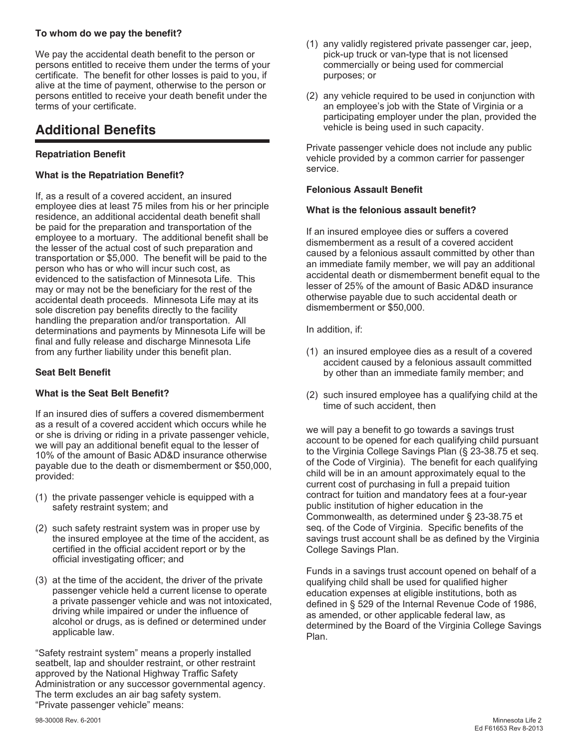**To whom do we pay the benefit?**

We pay the accidental death benefit to the person or persons entitled to receive them under the terms of your certificate. The benefit for other losses is paid to you, if alive at the time of payment, otherwise to the person or persons entitled to receive your death benefit under the terms of your certificate.

## Additional Benefits

**Repatriation Benefit**

**What is the Repatriation Benefit?**

If, as a result of a covered accident, an insured employee dies at least 75 miles from his or her principle residence, an additional accidental death benefit shall be paid for the preparation and transportation of the employee to a mortuary. The additional benefit shall be the lesser of the actual cost of such preparation and transportation or $5,000. The benefit will be paid to the person who has or who will incur such cost, as evidenced to the satisfaction of Minnesota Life. This may or may not be the beneficiary for the rest of the accidental death proceeds. Minnesota Life may at its sole discretion pay benefits directly to the facility handling the preparation and/or transportation. All determinations and payments by Minnesota Life will be final and fully release and discharge Minnesota Life from any further liability under this benefit plan.

**Seat Belt Benefit**

**What is the Seat Belt Benefit?**

If an insured dies of suffers a covered dismemberment as a result of a covered accident which occurs while he or she is driving or riding in a private passenger vehicle, we will pay an additional benefit equal to the lesser of 10% of the amount of Basic AD&D insurance otherwise payable due to the death or dismemberment or $50,000, provided:

(1) the private passenger vehicle is equipped with a safety restraint system; and

(2) such safety restraint system was in proper use by the insured employee at the time of the accident, as certified in the official accident report or by the official investigating officer; and

(3) at the time of the accident, the driver of the private passenger vehicle held a current license to operate a private passenger vehicle and was not intoxicated, driving while impaired or under the influence of alcohol or drugs, as is defined or determined under applicable law.

"Safety restraint system" means a properly installed seatbelt, lap and shoulder restraint, or other restraint approved by the National Highway Traffic Safety Administration or any successor governmental agency. The term excludes an air bag safety system.
"Private passenger vehicle" means:

(1) any validly registered private passenger car, jeep, pick-up truck or van-type that is not licensed commercially or being used for commercial purposes; or

(2) any vehicle required to be used in conjunction with an employee's job with the State of Virginia or a participating employer under the plan, provided the vehicle is being used in such capacity.

Private passenger vehicle does not include any public vehicle provided by a common carrier for passenger service.

**Felonious Assault Benefit**

**What is the felonious assault benefit?**

If an insured employee dies or suffers a covered dismemberment as a result of a covered accident caused by a felonious assault committed by other than an immediate family member, we will pay an additional accidental death or dismemberment benefit equal to the lesser of 25% of the amount of Basic AD&D insurance otherwise payable due to such accidental death or dismemberment or $50,000.

In addition, if:

(1) an insured employee dies as a result of a covered accident caused by a felonious assault committed by other than an immediate family member; and

(2) such insured employee has a qualifying child at the time of such accident, then

we will pay a benefit to go towards a savings trust account to be opened for each qualifying child pursuant to the Virginia College Savings Plan (§ 23-38.75 et seq. of the Code of Virginia). The benefit for each qualifying child will be in an amount approximately equal to the current cost of purchasing in full a prepaid tuition contract for tuition and mandatory fees at a four-year public institution of higher education in the Commonwealth, as determined under § 23-38.75 et seq. of the Code of Virginia. Specific benefits of the savings trust account shall be as defined by the Virginia College Savings Plan.

Funds in a savings trust account opened on behalf of a qualifying child shall be used for qualified higher education expenses at eligible institutions, both as defined in § 529 of the Internal Revenue Code of 1986, as amended, or other applicable federal law, as determined by the Board of the Virginia College Savings Plan.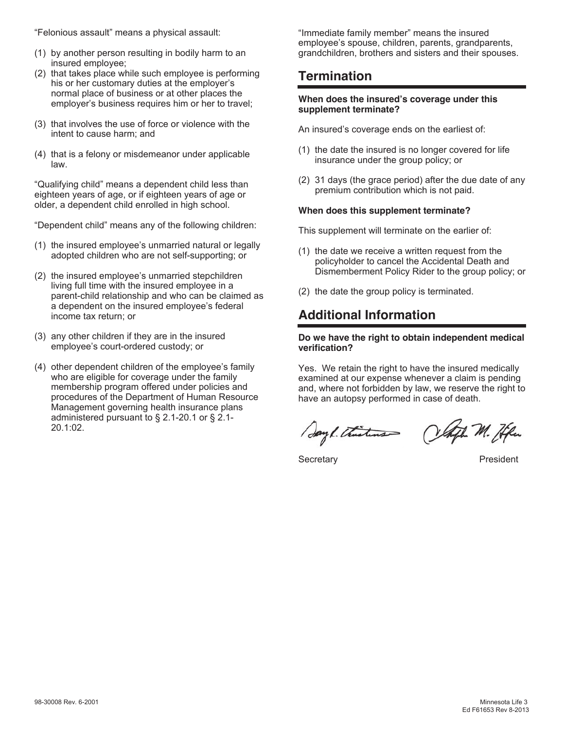"Felonious assault" means a physical assault:

(1) by another person resulting in bodily harm to an insured employee;
(2) that takes place while such employee is performing his or her customary duties at the employer's normal place of business or at other places the employer's business requires him or her to travel;
(3) that involves the use of force or violence with the intent to cause harm; and
(4) that is a felony or misdemeanor under applicable law.

"Qualifying child" means a dependent child less than eighteen years of age, or if eighteen years of age or older, a dependent child enrolled in high school.

"Dependent child" means any of the following children:

(1) the insured employee's unmarried natural or legally adopted children who are not self-supporting; or
(2) the insured employee's unmarried stepchildren living full time with the insured employee in a parent-child relationship and who can be claimed as a dependent on the insured employee's federal income tax return; or
(3) any other children if they are in the insured employee's court-ordered custody; or
(4) other dependent children of the employee's family who are eligible for coverage under the family membership program offered under policies and procedures of the Department of Human Resource Management governing health insurance plans administered pursuant to § 2.1-20.1 or § 2.1-20.1:02.

"Immediate family member" means the insured employee's spouse, children, parents, grandparents, grandchildren, brothers and sisters and their spouses.

## Termination

**When does the insured's coverage under this supplement terminate?**

An insured's coverage ends on the earliest of:

(1) the date the insured is no longer covered for life insurance under the group policy; or
(2) 31 days (the grace period) after the due date of any premium contribution which is not paid.

**When does this supplement terminate?**

This supplement will terminate on the earlier of:

(1) the date we receive a written request from the policyholder to cancel the Accidental Death and Dismemberment Policy Rider to the group policy; or
(2) the date the group policy is terminated.

## Additional Information

**Do we have the right to obtain independent medical verification?**

Yes. We retain the right to have the insured medically examined at our expense whenever a claim is pending and, where not forbidden by law, we reserve the right to have an autopsy performed in case of death.

Secretary President

98-30008 Rev. 6-2001

Ed F61653 Rev 8-2013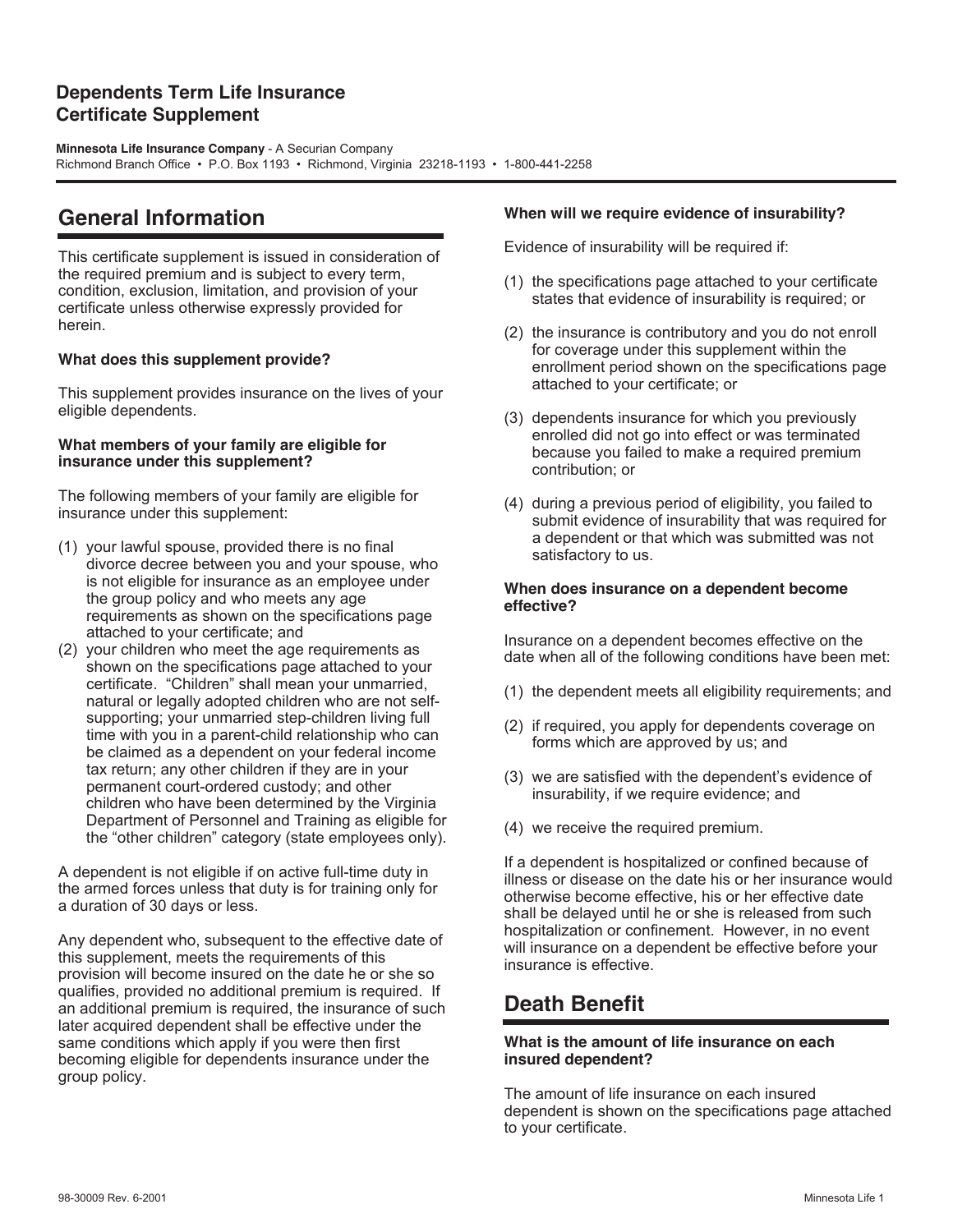# Dependents Term Life Insurance Certificate Supplement

**Minnesota Life Insurance Company** - A Securian Company
Richmond Branch Office • P.O. Box 1193 • Richmond, Virginia 23218-1193 • 1-800-441-2258

## General Information

This certificate supplement is issued in consideration of the required premium and is subject to every term, condition, exclusion, limitation, and provision of your certificate unless otherwise expressly provided for herein.

**What does this supplement provide?**

This supplement provides insurance on the lives of your eligible dependents.

**What members of your family are eligible for insurance under this supplement?**

The following members of your family are eligible for insurance under this supplement:

(1) your lawful spouse, provided there is no final divorce decree between you and your spouse, who is not eligible for insurance as an employee under the group policy and who meets any age requirements as shown on the specifications page attached to your certificate; and

(2) your children who meet the age requirements as shown on the specifications page attached to your certificate. "Children" shall mean your unmarried, natural or legally adopted children who are not self-supporting; your unmarried step-children living full time with you in a parent-child relationship who can be claimed as a dependent on your federal income tax return; any other children if they are in your permanent court-ordered custody; and other children who have been determined by the Virginia Department of Personnel and Training as eligible for the "other children" category (state employees only).

A dependent is not eligible if on active full-time duty in the armed forces unless that duty is for training only for a duration of 30 days or less.

Any dependent who, subsequent to the effective date of this supplement, meets the requirements of this provision will become insured on the date he or she so qualifies, provided no additional premium is required. If an additional premium is required, the insurance of such later acquired dependent shall be effective under the same conditions which apply if you were then first becoming eligible for dependents insurance under the group policy.

**When will we require evidence of insurability?**

Evidence of insurability will be required if:

(1) the specifications page attached to your certificate states that evidence of insurability is required; or

(2) the insurance is contributory and you do not enroll for coverage under this supplement within the enrollment period shown on the specifications page attached to your certificate; or

(3) dependents insurance for which you previously enrolled did not go into effect or was terminated because you failed to make a required premium contribution; or

(4) during a previous period of eligibility, you failed to submit evidence of insurability that was required for a dependent or that which was submitted was not satisfactory to us.

**When does insurance on a dependent become effective?**

Insurance on a dependent becomes effective on the date when all of the following conditions have been met:

(1) the dependent meets all eligibility requirements; and

(2) if required, you apply for dependents coverage on forms which are approved by us; and

(3) we are satisfied with the dependent's evidence of insurability, if we require evidence; and

(4) we receive the required premium.

If a dependent is hospitalized or confined because of illness or disease on the date his or her insurance would otherwise become effective, his or her effective date shall be delayed until he or she is released from such hospitalization or confinement. However, in no event will insurance on a dependent be effective before your insurance is effective.

## Death Benefit

**What is the amount of life insurance on each insured dependent?**

The amount of life insurance on each insured dependent is shown on the specifications page attached to your certificate.

98-30009 Rev. 6-2001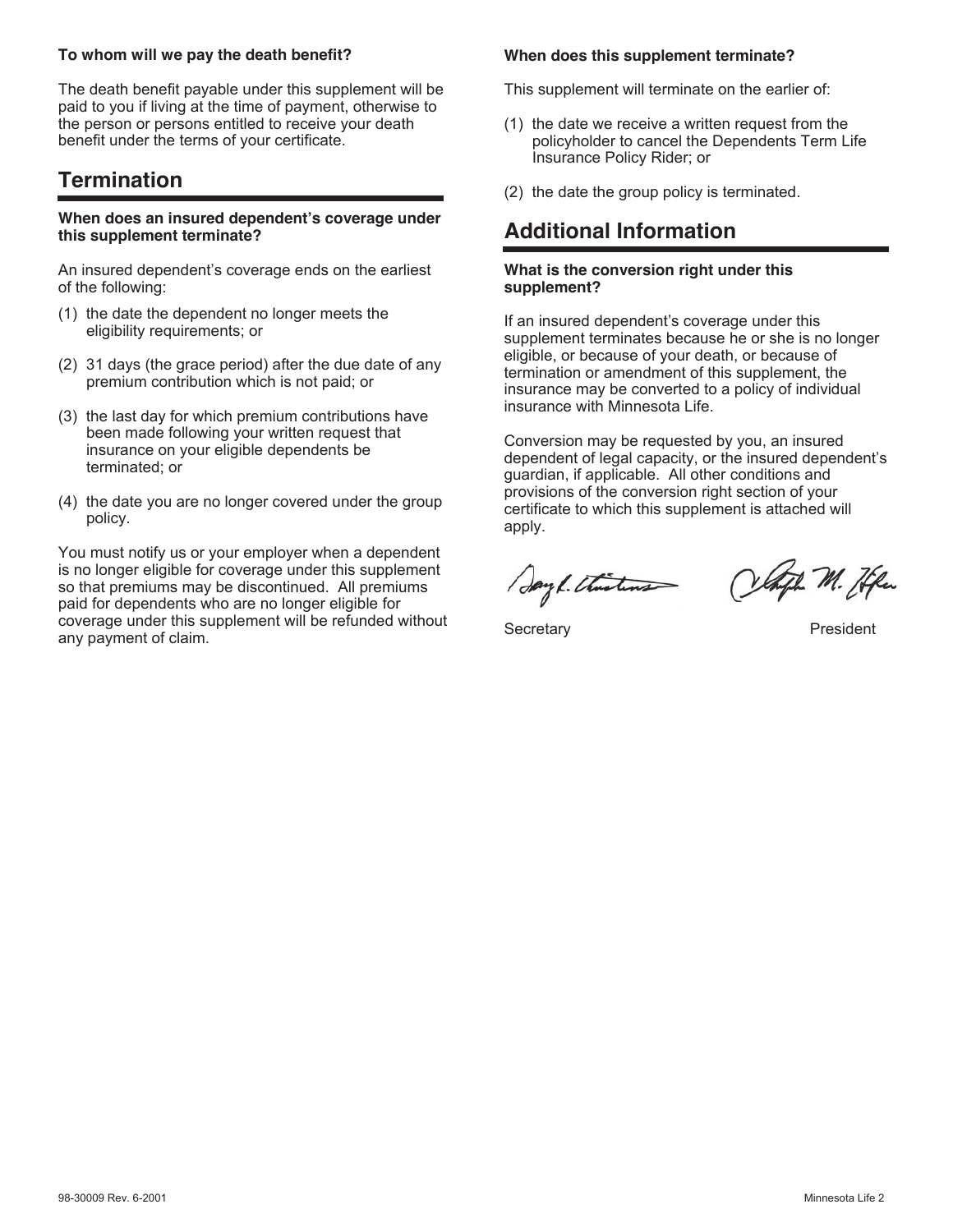**To whom will we pay the death benefit?**

The death benefit payable under this supplement will be paid to you if living at the time of payment, otherwise to the person or persons entitled to receive your death benefit under the terms of your certificate.

## Termination

**When does an insured dependent's coverage under this supplement terminate?**

An insured dependent's coverage ends on the earliest of the following:

(1) the date the dependent no longer meets the eligibility requirements; or

(2) 31 days (the grace period) after the due date of any premium contribution which is not paid; or

(3) the last day for which premium contributions have been made following your written request that insurance on your eligible dependents be terminated; or

(4) the date you are no longer covered under the group policy.

You must notify us or your employer when a dependent is no longer eligible for coverage under this supplement so that premiums may be discontinued. All premiums paid for dependents who are no longer eligible for coverage under this supplement will be refunded without any payment of claim.

**When does this supplement terminate?**

This supplement will terminate on the earlier of:

(1) the date we receive a written request from the policyholder to cancel the Dependents Term Life Insurance Policy Rider; or

(2) the date the group policy is terminated.

## Additional Information

**What is the conversion right under this supplement?**

If an insured dependent's coverage under this supplement terminates because he or she is no longer eligible, or because of your death, or because of termination or amendment of this supplement, the insurance may be converted to a policy of individual insurance with Minnesota Life.

Conversion may be requested by you, an insured dependent of legal capacity, or the insured dependent's guardian, if applicable. All other conditions and provisions of the conversion right section of your certificate to which this supplement is attached will apply.

Secretary President

98-30009 Rev. 6-2001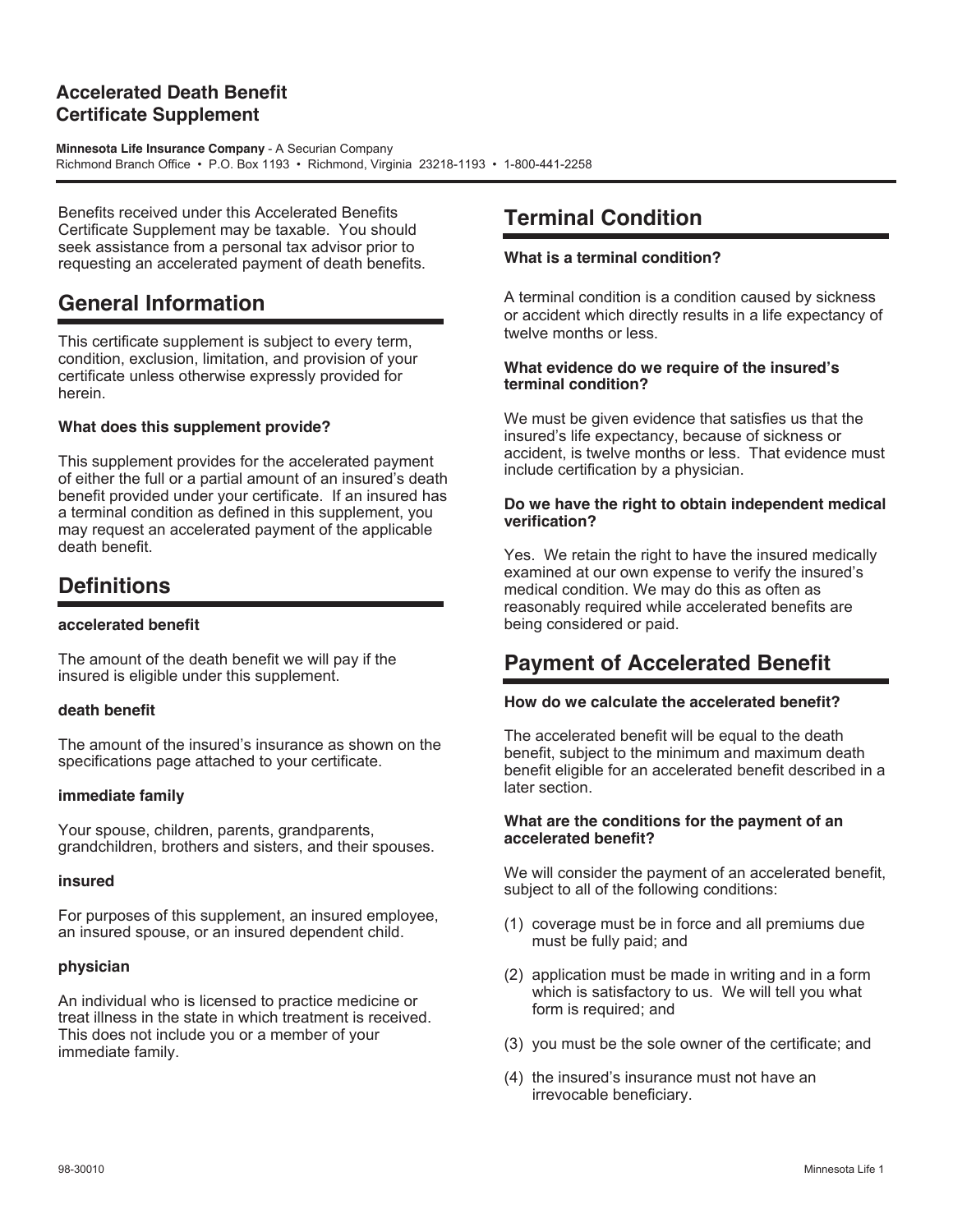# Accelerated Death Benefit Certificate Supplement

**Minnesota Life Insurance Company** - A Securian Company
Richmond Branch Office • P.O. Box 1193 • Richmond, Virginia 23218-1193 • 1-800-441-2258

Benefits received under this Accelerated Benefits Certificate Supplement may be taxable. You should seek assistance from a personal tax advisor prior to requesting an accelerated payment of death benefits.

## General Information

This certificate supplement is subject to every term, condition, exclusion, limitation, and provision of your certificate unless otherwise expressly provided for herein.

**What does this supplement provide?**

This supplement provides for the accelerated payment of either the full or a partial amount of an insured's death benefit provided under your certificate. If an insured has a terminal condition as defined in this supplement, you may request an accelerated payment of the applicable death benefit.

## Definitions

**accelerated benefit**

The amount of the death benefit we will pay if the insured is eligible under this supplement.

**death benefit**

The amount of the insured's insurance as shown on the specifications page attached to your certificate.

**immediate family**

Your spouse, children, parents, grandparents, grandchildren, brothers and sisters, and their spouses.

**insured**

For purposes of this supplement, an insured employee, an insured spouse, or an insured dependent child.

**physician**

An individual who is licensed to practice medicine or treat illness in the state in which treatment is received. This does not include you or a member of your immediate family.

## Terminal Condition

**What is a terminal condition?**

A terminal condition is a condition caused by sickness or accident which directly results in a life expectancy of twelve months or less.

**What evidence do we require of the insured's terminal condition?**

We must be given evidence that satisfies us that the insured's life expectancy, because of sickness or accident, is twelve months or less. That evidence must include certification by a physician.

**Do we have the right to obtain independent medical verification?**

Yes. We retain the right to have the insured medically examined at our own expense to verify the insured's medical condition. We may do this as often as reasonably required while accelerated benefits are being considered or paid.

## Payment of Accelerated Benefit

**How do we calculate the accelerated benefit?**

The accelerated benefit will be equal to the death benefit, subject to the minimum and maximum death benefit eligible for an accelerated benefit described in a later section.

**What are the conditions for the payment of an accelerated benefit?**

We will consider the payment of an accelerated benefit, subject to all of the following conditions:

(1) coverage must be in force and all premiums due must be fully paid; and

(2) application must be made in writing and in a form which is satisfactory to us. We will tell you what form is required; and

(3) you must be the sole owner of the certificate; and

(4) the insured's insurance must not have an irrevocable beneficiary.

98-30010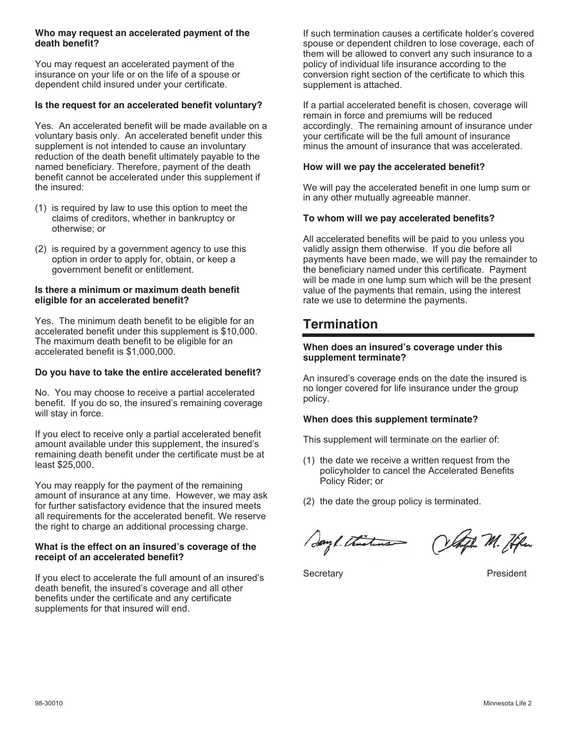**Who may request an accelerated payment of the death benefit?**

You may request an accelerated payment of the insurance on your life or on the life of a spouse or dependent child insured under your certificate.

**Is the request for an accelerated benefit voluntary?**

Yes. An accelerated benefit will be made available on a voluntary basis only. An accelerated benefit under this supplement is not intended to cause an involuntary reduction of the death benefit ultimately payable to the named beneficiary. Therefore, payment of the death benefit cannot be accelerated under this supplement if the insured:

(1) is required by law to use this option to meet the claims of creditors, whether in bankruptcy or otherwise; or

(2) is required by a government agency to use this option in order to apply for, obtain, or keep a government benefit or entitlement.

**Is there a minimum or maximum death benefit eligible for an accelerated benefit?**

Yes. The minimum death benefit to be eligible for an accelerated benefit under this supplement is $10,000. The maximum death benefit to be eligible for an accelerated benefit is $1,000,000.

**Do you have to take the entire accelerated benefit?**

No. You may choose to receive a partial accelerated benefit. If you do so, the insured's remaining coverage will stay in force.

If you elect to receive only a partial accelerated benefit amount available under this supplement, the insured's remaining death benefit under the certificate must be at least $25,000.

You may reapply for the payment of the remaining amount of insurance at any time. However, we may ask for further satisfactory evidence that the insured meets all requirements for the accelerated benefit. We reserve the right to charge an additional processing charge.

**What is the effect on an insured's coverage of the receipt of an accelerated benefit?**

If you elect to accelerate the full amount of an insured's death benefit, the insured's coverage and all other benefits under the certificate and any certificate supplements for that insured will end.

If such termination causes a certificate holder's covered spouse or dependent children to lose coverage, each of them will be allowed to convert any such insurance to a policy of individual life insurance according to the conversion right section of the certificate to which this supplement is attached.

If a partial accelerated benefit is chosen, coverage will remain in force and premiums will be reduced accordingly. The remaining amount of insurance under your certificate will be the full amount of insurance minus the amount of insurance that was accelerated.

**How will we pay the accelerated benefit?**

We will pay the accelerated benefit in one lump sum or in any other mutually agreeable manner.

**To whom will we pay accelerated benefits?**

All accelerated benefits will be paid to you unless you validly assign them otherwise. If you die before all payments have been made, we will pay the remainder to the beneficiary named under this certificate. Payment will be made in one lump sum which will be the present value of the payments that remain, using the interest rate we use to determine the payments.

## Termination

**When does an insured's coverage under this supplement terminate?**

An insured's coverage ends on the date the insured is no longer covered for life insurance under the group policy.

**When does this supplement terminate?**

This supplement will terminate on the earlier of:

(1) the date we receive a written request from the policyholder to cancel the Accelerated Benefits Policy Rider; or

(2) the date the group policy is terminated.

Secretary President

98-30010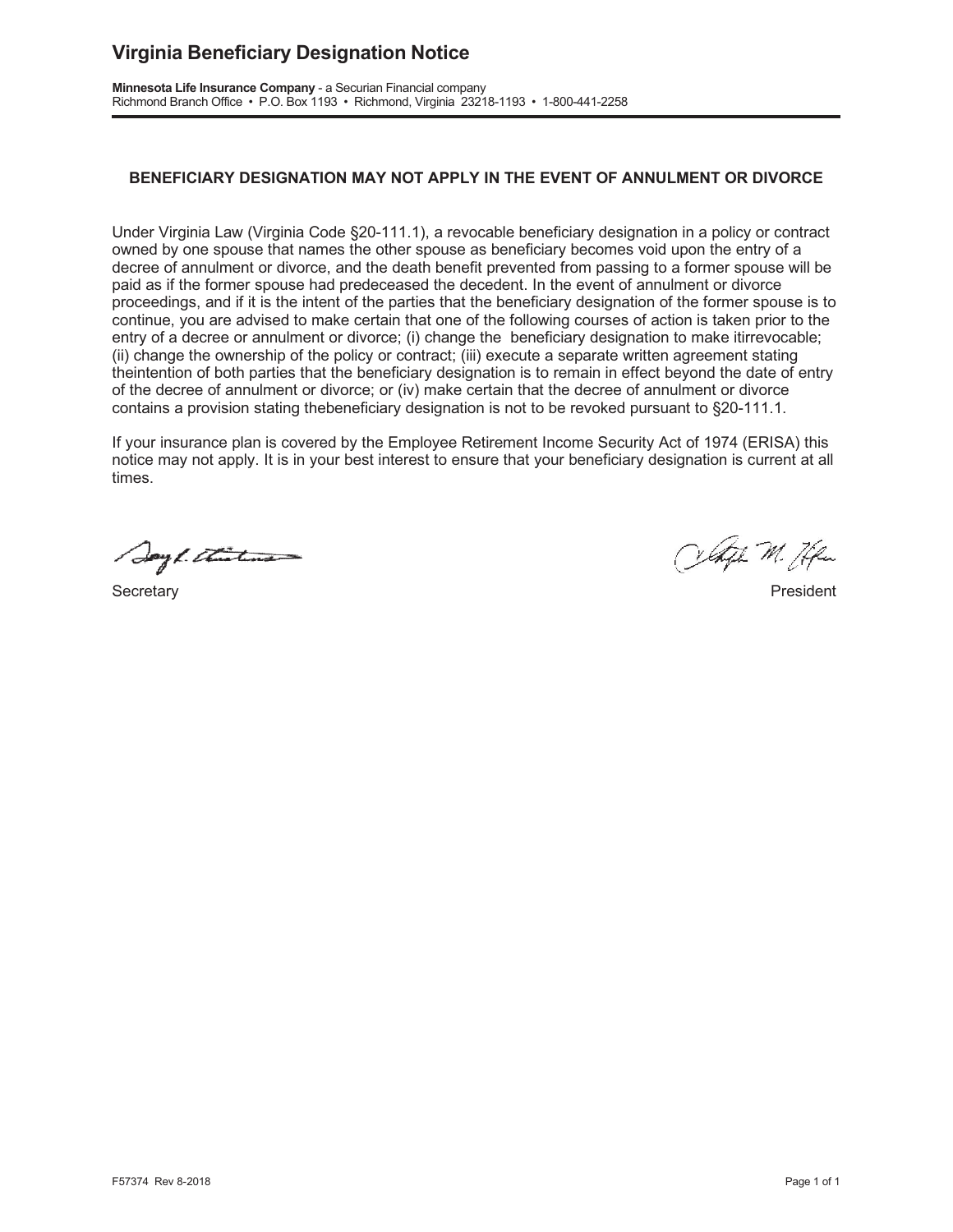# Virginia Beneficiary Designation Notice

**Minnesota Life Insurance Company** - a Securian Financial company
Richmond Branch Office • P.O. Box 1193 • Richmond, Virginia 23218-1193 • 1-800-441-2258

**BENEFICIARY DESIGNATION MAY NOT APPLY IN THE EVENT OF ANNULMENT OR DIVORCE**

Under Virginia Law (Virginia Code §20-111.1), a revocable beneficiary designation in a policy or contract owned by one spouse that names the other spouse as beneficiary becomes void upon the entry of a decree of annulment or divorce, and the death benefit prevented from passing to a former spouse will be paid as if the former spouse had predeceased the decedent. In the event of annulment or divorce proceedings, and if it is the intent of the parties that the beneficiary designation of the former spouse is to continue, you are advised to make certain that one of the following courses of action is taken prior to the entry of a decree or annulment or divorce; (i) change the beneficiary designation to make itirrevocable; (ii) change the ownership of the policy or contract; (iii) execute a separate written agreement stating theintention of both parties that the beneficiary designation is to remain in effect beyond the date of entry of the decree of annulment or divorce; or (iv) make certain that the decree of annulment or divorce contains a provision stating thebeneficiary designation is not to be revoked pursuant to §20-111.1.

If your insurance plan is covered by the Employee Retirement Income Security Act of 1974 (ERISA) this notice may not apply. It is in your best interest to ensure that your beneficiary designation is current at all times.

Secretary

President

F57374 Rev 8-2018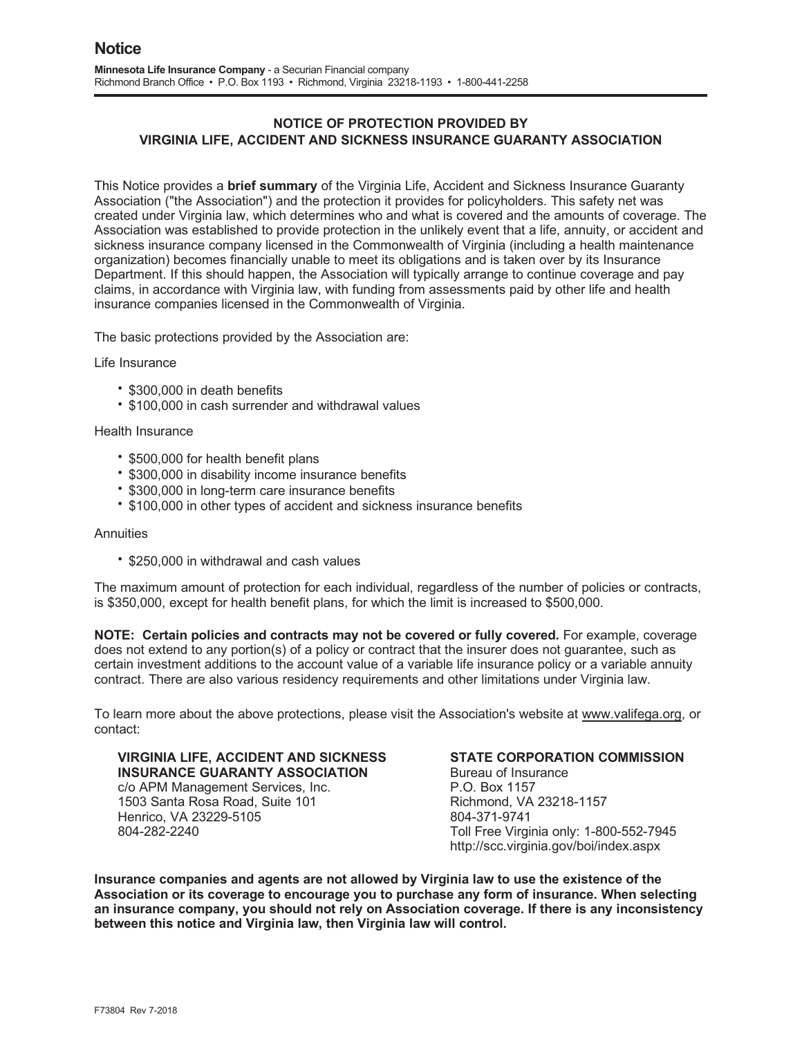# Notice

**Minnesota Life Insurance Company** - a Securian Financial company
Richmond Branch Office • P.O. Box 1193 • Richmond, Virginia 23218-1193 • 1-800-441-2258

## NOTICE OF PROTECTION PROVIDED BY VIRGINIA LIFE, ACCIDENT AND SICKNESS INSURANCE GUARANTY ASSOCIATION

This Notice provides a **brief summary** of the Virginia Life, Accident and Sickness Insurance Guaranty Association ("the Association") and the protection it provides for policyholders. This safety net was created under Virginia law, which determines who and what is covered and the amounts of coverage. The Association was established to provide protection in the unlikely event that a life, annuity, or accident and sickness insurance company licensed in the Commonwealth of Virginia (including a health maintenance organization) becomes financially unable to meet its obligations and is taken over by its Insurance Department. If this should happen, the Association will typically arrange to continue coverage and pay claims, in accordance with Virginia law, with funding from assessments paid by other life and health insurance companies licensed in the Commonwealth of Virginia.

The basic protections provided by the Association are:

Life Insurance

- $300,000 in death benefits
- $100,000 in cash surrender and withdrawal values

Health Insurance

- $500,000 for health benefit plans
- $300,000 in disability income insurance benefits
- $300,000 in long-term care insurance benefits
- $100,000 in other types of accident and sickness insurance benefits

Annuities

- $250,000 in withdrawal and cash values

The maximum amount of protection for each individual, regardless of the number of policies or contracts, is $350,000, except for health benefit plans, for which the limit is increased to $500,000.

**NOTE: Certain policies and contracts may not be covered or fully covered.** For example, coverage does not extend to any portion(s) of a policy or contract that the insurer does not guarantee, such as certain investment additions to the account value of a variable life insurance policy or a variable annuity contract. There are also various residency requirements and other limitations under Virginia law.

To learn more about the above protections, please visit the Association's website at www.valifega.org, or contact:

**VIRGINIA LIFE, ACCIDENT AND SICKNESS INSURANCE GUARANTY ASSOCIATION**
c/o APM Management Services, Inc.
1503 Santa Rosa Road, Suite 101
Henrico, VA 23229-5105
804-282-2240

**STATE CORPORATION COMMISSION**
Bureau of Insurance
P.O. Box 1157
Richmond, VA 23218-1157
804-371-9741
Toll Free Virginia only: 1-800-552-7945
http://scc.virginia.gov/boi/index.aspx

**Insurance companies and agents are not allowed by Virginia law to use the existence of the Association or its coverage to encourage you to purchase any form of insurance. When selecting an insurance company, you should not rely on Association coverage. If there is any inconsistency between this notice and Virginia law, then Virginia law will control.**

F73804 Rev 7-2018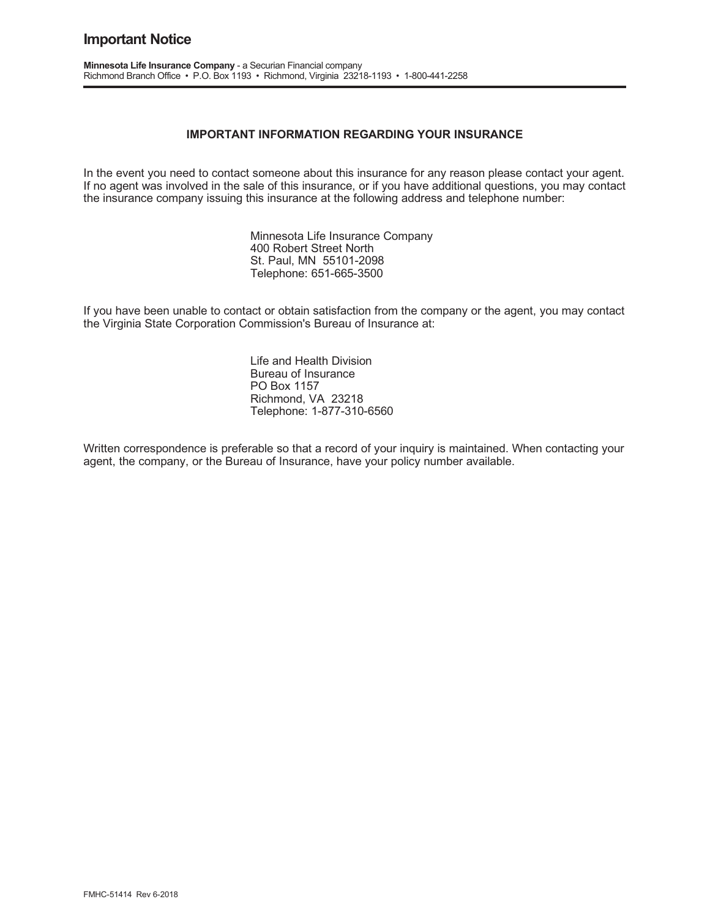# Important Notice

**Minnesota Life Insurance Company** - a Securian Financial company
Richmond Branch Office • P.O. Box 1193 • Richmond, Virginia 23218-1193 • 1-800-441-2258

**IMPORTANT INFORMATION REGARDING YOUR INSURANCE**

In the event you need to contact someone about this insurance for any reason please contact your agent. If no agent was involved in the sale of this insurance, or if you have additional questions, you may contact the insurance company issuing this insurance at the following address and telephone number:

Minnesota Life Insurance Company
400 Robert Street North
St. Paul, MN 55101-2098
Telephone: 651-665-3500

If you have been unable to contact or obtain satisfaction from the company or the agent, you may contact the Virginia State Corporation Commission's Bureau of Insurance at:

Life and Health Division
Bureau of Insurance
PO Box 1157
Richmond, VA 23218
Telephone: 1-877-310-6560

Written correspondence is preferable so that a record of your inquiry is maintained. When contacting your agent, the company, or the Bureau of Insurance, have your policy number available.

FMHC-51414 Rev 6-2018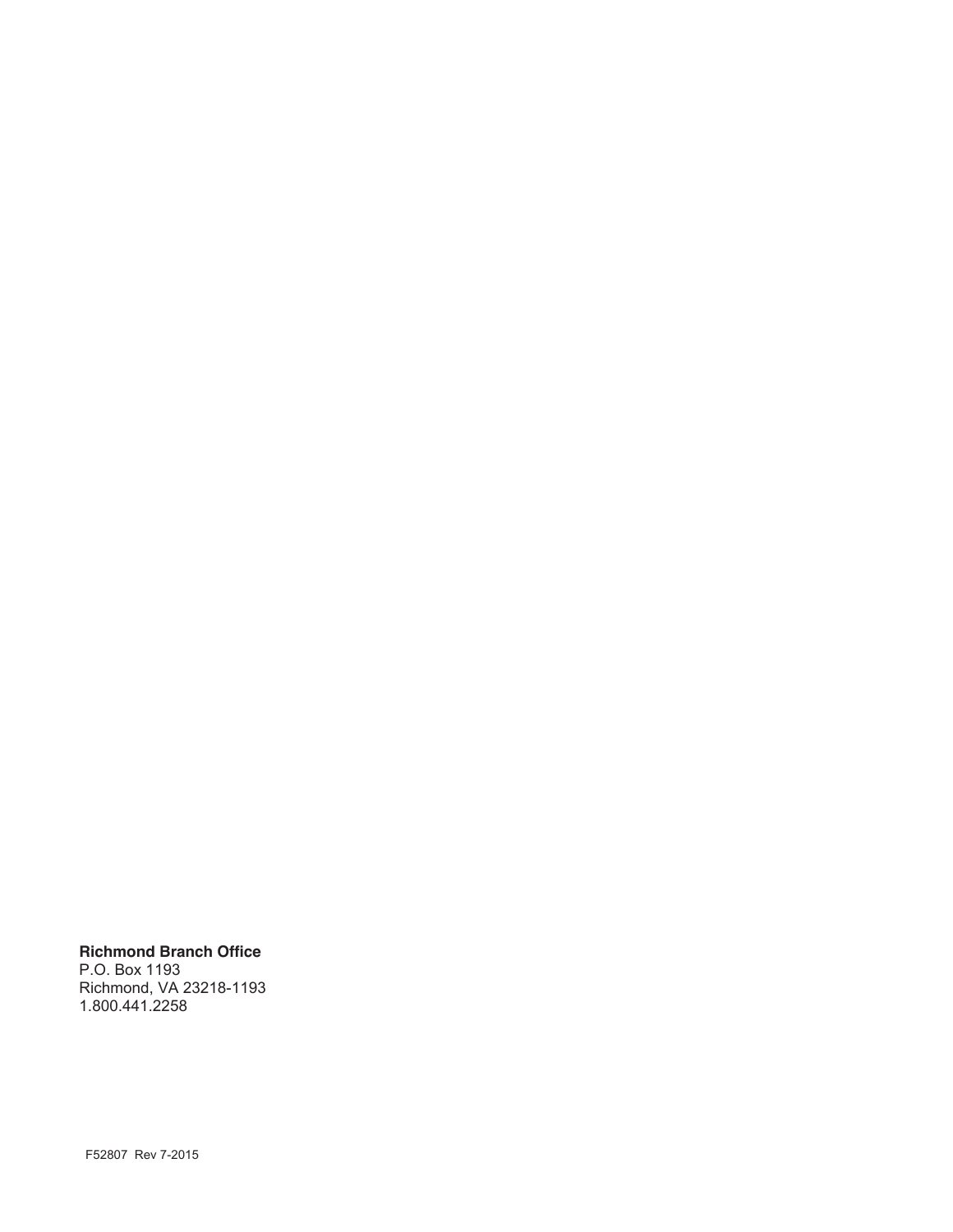**Richmond Branch Office**
P.O. Box 1193
Richmond, VA 23218-1193
1.800.441.2258

F52807 Rev 7-2015